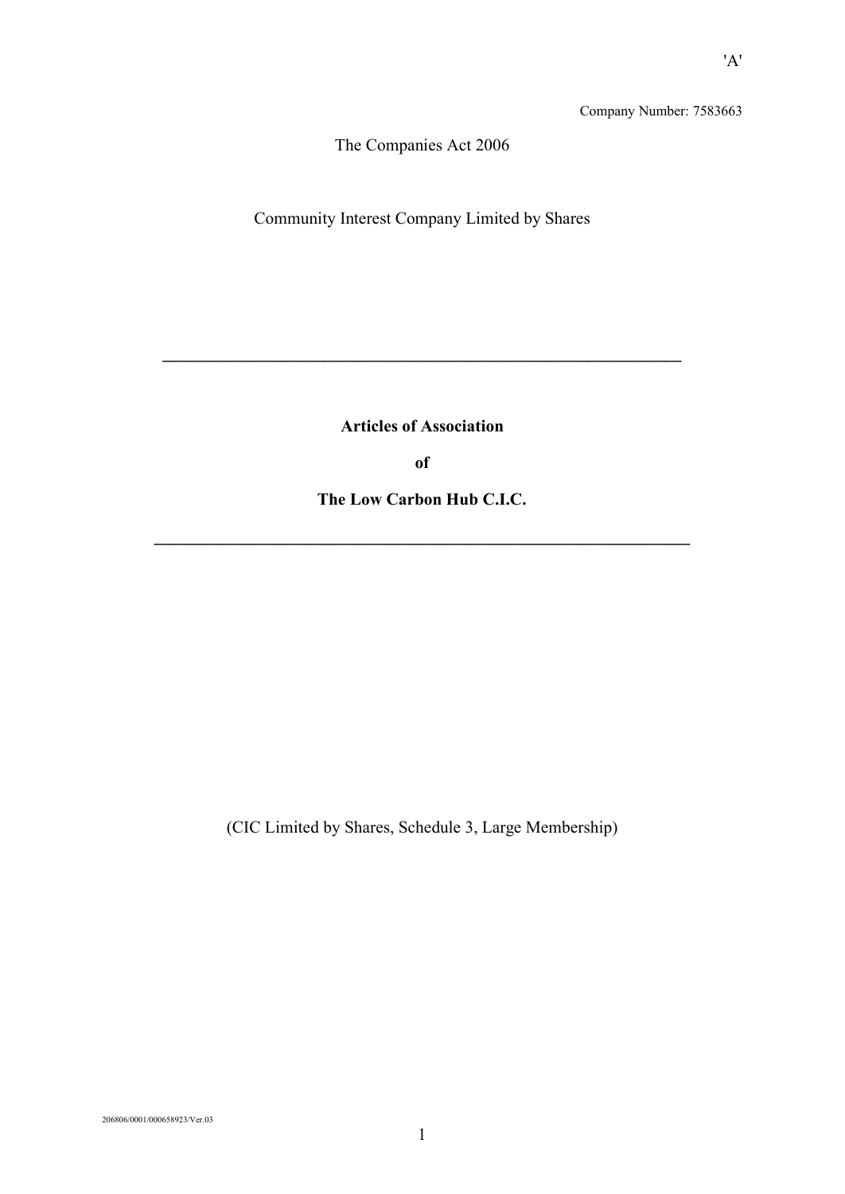'A'

Company Number: 7583663

The Companies Act 2006

Community Interest Company Limited by Shares

---

**Articles of Association**

**of**

**The Low Carbon Hub C.I.C.**

---

(CIC Limited by Shares, Schedule 3, Large Membership)

206806/0001/000658923/Ver.03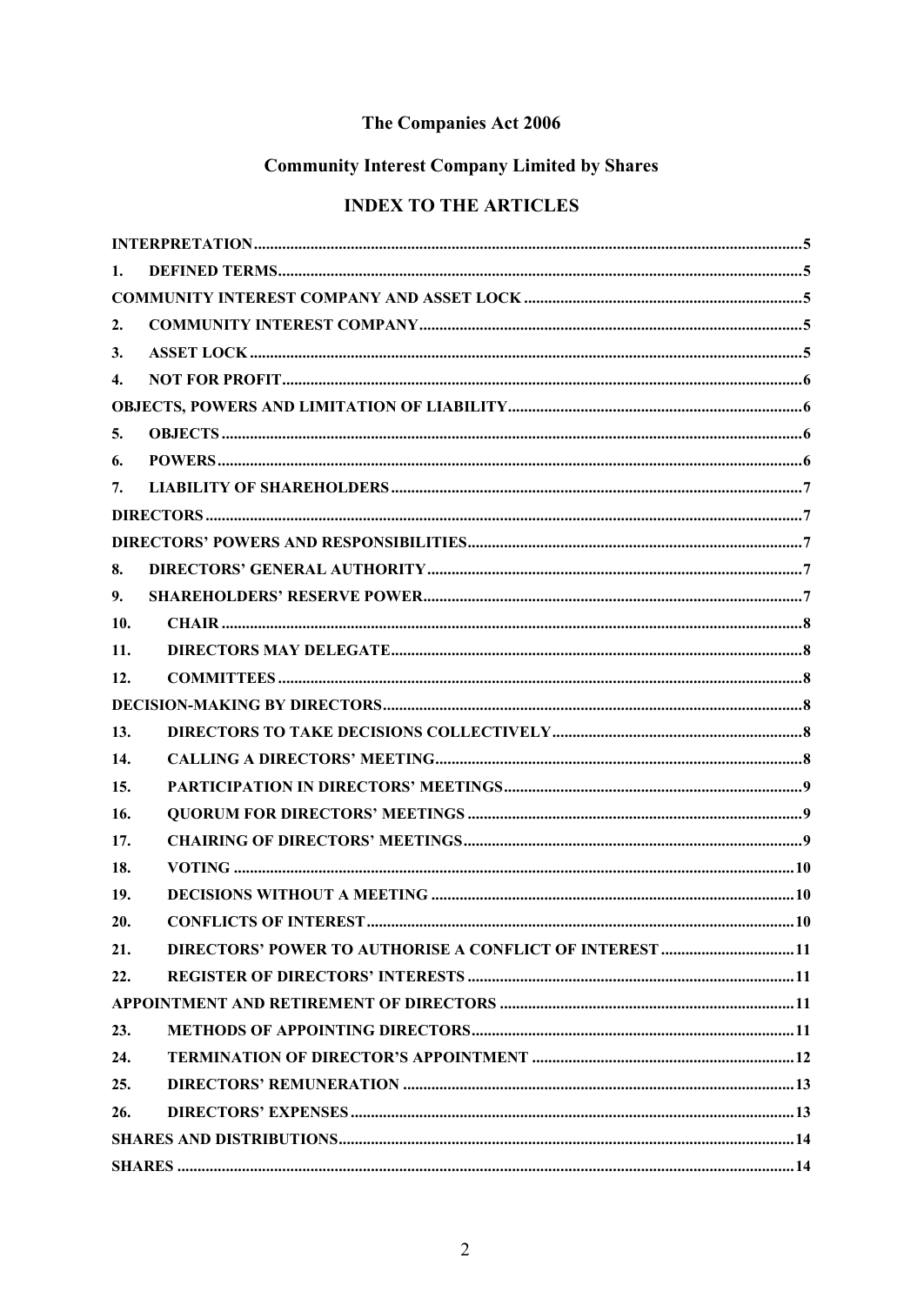**The Companies Act 2006**

**Community Interest Company Limited by Shares**

## INDEX TO THE ARTICLES

| | | |
|---|---|---|
| **INTERPRETATION** | | 5 |
| 1. | **DEFINED TERMS** | 5 |
| **COMMUNITY INTEREST COMPANY AND ASSET LOCK** | | 5 |
| 2. | **COMMUNITY INTEREST COMPANY** | 5 |
| 3. | **ASSET LOCK** | 5 |
| 4. | **NOT FOR PROFIT** | 6 |
| **OBJECTS, POWERS AND LIMITATION OF LIABILITY** | | 6 |
| 5. | **OBJECTS** | 6 |
| 6. | **POWERS** | 6 |
| 7. | **LIABILITY OF SHAREHOLDERS** | 7 |
| **DIRECTORS** | | 7 |
| **DIRECTORS' POWERS AND RESPONSIBILITIES** | | 7 |
| 8. | **DIRECTORS' GENERAL AUTHORITY** | 7 |
| 9. | **SHAREHOLDERS' RESERVE POWER** | 7 |
| 10. | **CHAIR** | 8 |
| 11. | **DIRECTORS MAY DELEGATE** | 8 |
| 12. | **COMMITTEES** | 8 |
| **DECISION-MAKING BY DIRECTORS** | | 8 |
| 13. | **DIRECTORS TO TAKE DECISIONS COLLECTIVELY** | 8 |
| 14. | **CALLING A DIRECTORS' MEETING** | 8 |
| 15. | **PARTICIPATION IN DIRECTORS' MEETINGS** | 9 |
| 16. | **QUORUM FOR DIRECTORS' MEETINGS** | 9 |
| 17. | **CHAIRING OF DIRECTORS' MEETINGS** | 9 |
| 18. | **VOTING** | 10 |
| 19. | **DECISIONS WITHOUT A MEETING** | 10 |
| 20. | **CONFLICTS OF INTEREST** | 10 |
| 21. | **DIRECTORS' POWER TO AUTHORISE A CONFLICT OF INTEREST** | 11 |
| 22. | **REGISTER OF DIRECTORS' INTERESTS** | 11 |
| **APPOINTMENT AND RETIREMENT OF DIRECTORS** | | 11 |
| 23. | **METHODS OF APPOINTING DIRECTORS** | 11 |
| 24. | **TERMINATION OF DIRECTOR'S APPOINTMENT** | 12 |
| 25. | **DIRECTORS' REMUNERATION** | 13 |
| 26. | **DIRECTORS' EXPENSES** | 13 |
| **SHARES AND DISTRIBUTIONS** | | 14 |
| **SHARES** | | 14 |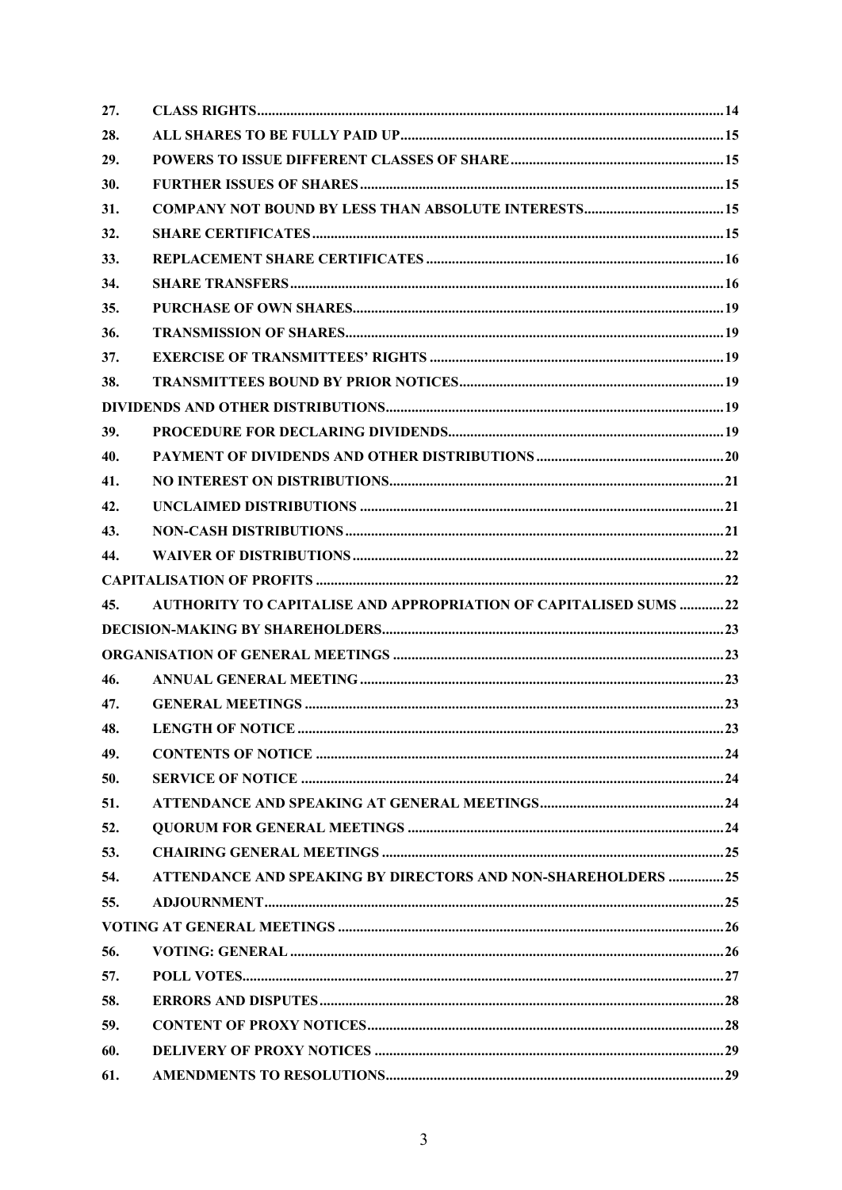| | | |
|---|---|---|
| 27. | **CLASS RIGHTS** | 14 |
| 28. | **ALL SHARES TO BE FULLY PAID UP** | 15 |
| 29. | **POWERS TO ISSUE DIFFERENT CLASSES OF SHARE** | 15 |
| 30. | **FURTHER ISSUES OF SHARES** | 15 |
| 31. | **COMPANY NOT BOUND BY LESS THAN ABSOLUTE INTERESTS** | 15 |
| 32. | **SHARE CERTIFICATES** | 15 |
| 33. | **REPLACEMENT SHARE CERTIFICATES** | 16 |
| 34. | **SHARE TRANSFERS** | 16 |
| 35. | **PURCHASE OF OWN SHARES** | 19 |
| 36. | **TRANSMISSION OF SHARES** | 19 |
| 37. | **EXERCISE OF TRANSMITTEES' RIGHTS** | 19 |
| 38. | **TRANSMITTEES BOUND BY PRIOR NOTICES** | 19 |
| **DIVIDENDS AND OTHER DISTRIBUTIONS** | | 19 |
| 39. | **PROCEDURE FOR DECLARING DIVIDENDS** | 19 |
| 40. | **PAYMENT OF DIVIDENDS AND OTHER DISTRIBUTIONS** | 20 |
| 41. | **NO INTEREST ON DISTRIBUTIONS** | 21 |
| 42. | **UNCLAIMED DISTRIBUTIONS** | 21 |
| 43. | **NON-CASH DISTRIBUTIONS** | 21 |
| 44. | **WAIVER OF DISTRIBUTIONS** | 22 |
| **CAPITALISATION OF PROFITS** | | 22 |
| 45. | **AUTHORITY TO CAPITALISE AND APPROPRIATION OF CAPITALISED SUMS** | 22 |
| **DECISION-MAKING BY SHAREHOLDERS** | | 23 |
| **ORGANISATION OF GENERAL MEETINGS** | | 23 |
| 46. | **ANNUAL GENERAL MEETING** | 23 |
| 47. | **GENERAL MEETINGS** | 23 |
| 48. | **LENGTH OF NOTICE** | 23 |
| 49. | **CONTENTS OF NOTICE** | 24 |
| 50. | **SERVICE OF NOTICE** | 24 |
| 51. | **ATTENDANCE AND SPEAKING AT GENERAL MEETINGS** | 24 |
| 52. | **QUORUM FOR GENERAL MEETINGS** | 24 |
| 53. | **CHAIRING GENERAL MEETINGS** | 25 |
| 54. | **ATTENDANCE AND SPEAKING BY DIRECTORS AND NON-SHAREHOLDERS** | 25 |
| 55. | **ADJOURNMENT** | 25 |
| **VOTING AT GENERAL MEETINGS** | | 26 |
| 56. | **VOTING: GENERAL** | 26 |
| 57. | **POLL VOTES** | 27 |
| 58. | **ERRORS AND DISPUTES** | 28 |
| 59. | **CONTENT OF PROXY NOTICES** | 28 |
| 60. | **DELIVERY OF PROXY NOTICES** | 29 |
| 61. | **AMENDMENTS TO RESOLUTIONS** | 29 |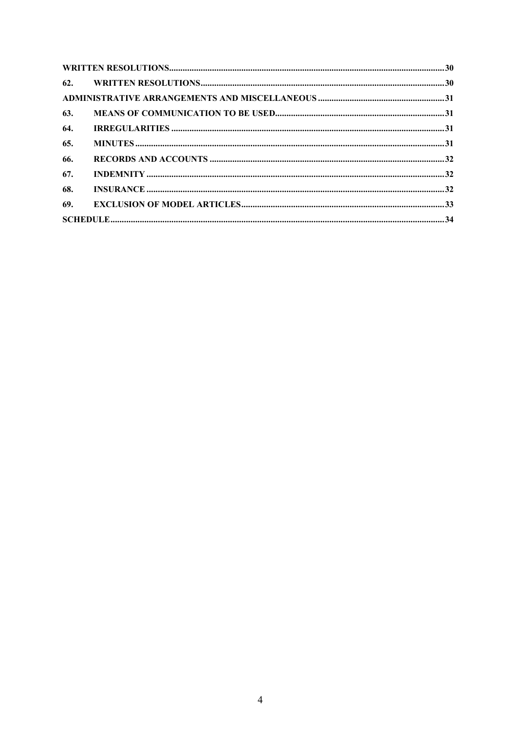| | | |
|---|---|---|
| **WRITTEN RESOLUTIONS** | | **30** |
| **62.** | **WRITTEN RESOLUTIONS** | **30** |
| **ADMINISTRATIVE ARRANGEMENTS AND MISCELLANEOUS** | | **31** |
| **63.** | **MEANS OF COMMUNICATION TO BE USED** | **31** |
| **64.** | **IRREGULARITIES** | **31** |
| **65.** | **MINUTES** | **31** |
| **66.** | **RECORDS AND ACCOUNTS** | **32** |
| **67.** | **INDEMNITY** | **32** |
| **68.** | **INSURANCE** | **32** |
| **69.** | **EXCLUSION OF MODEL ARTICLES** | **33** |
| **SCHEDULE** | | **34** |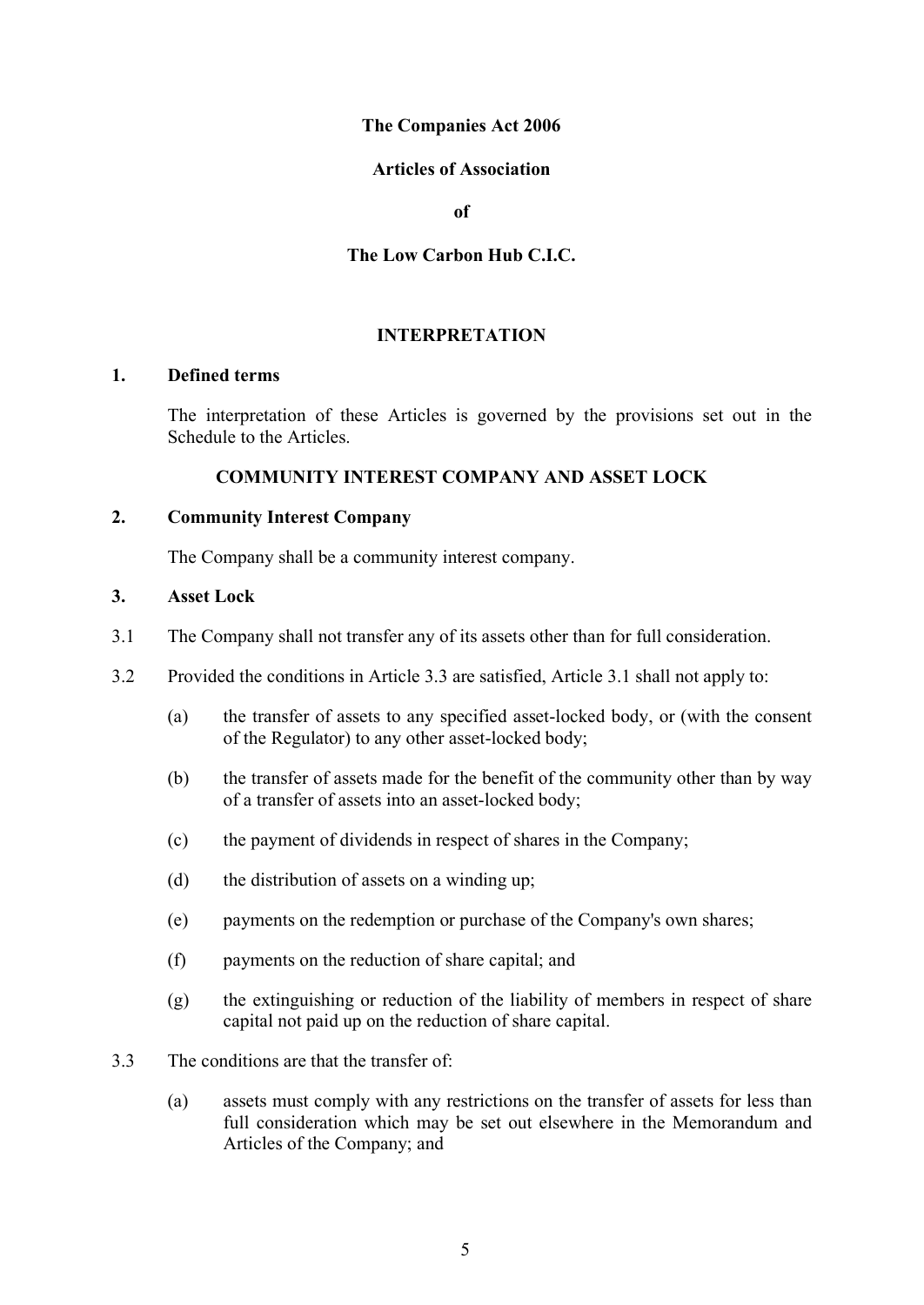**The Companies Act 2006**

**Articles of Association**

**of**

**The Low Carbon Hub C.I.C.**

## INTERPRETATION

### 1. Defined terms

The interpretation of these Articles is governed by the provisions set out in the Schedule to the Articles.

## COMMUNITY INTEREST COMPANY AND ASSET LOCK

### 2. Community Interest Company

The Company shall be a community interest company.

### 3. Asset Lock

3.1 The Company shall not transfer any of its assets other than for full consideration.

3.2 Provided the conditions in Article 3.3 are satisfied, Article 3.1 shall not apply to:

(a) the transfer of assets to any specified asset-locked body, or (with the consent of the Regulator) to any other asset-locked body;

(b) the transfer of assets made for the benefit of the community other than by way of a transfer of assets into an asset-locked body;

(c) the payment of dividends in respect of shares in the Company;

(d) the distribution of assets on a winding up;

(e) payments on the redemption or purchase of the Company's own shares;

(f) payments on the reduction of share capital; and

(g) the extinguishing or reduction of the liability of members in respect of share capital not paid up on the reduction of share capital.

3.3 The conditions are that the transfer of:

(a) assets must comply with any restrictions on the transfer of assets for less than full consideration which may be set out elsewhere in the Memorandum and Articles of the Company; and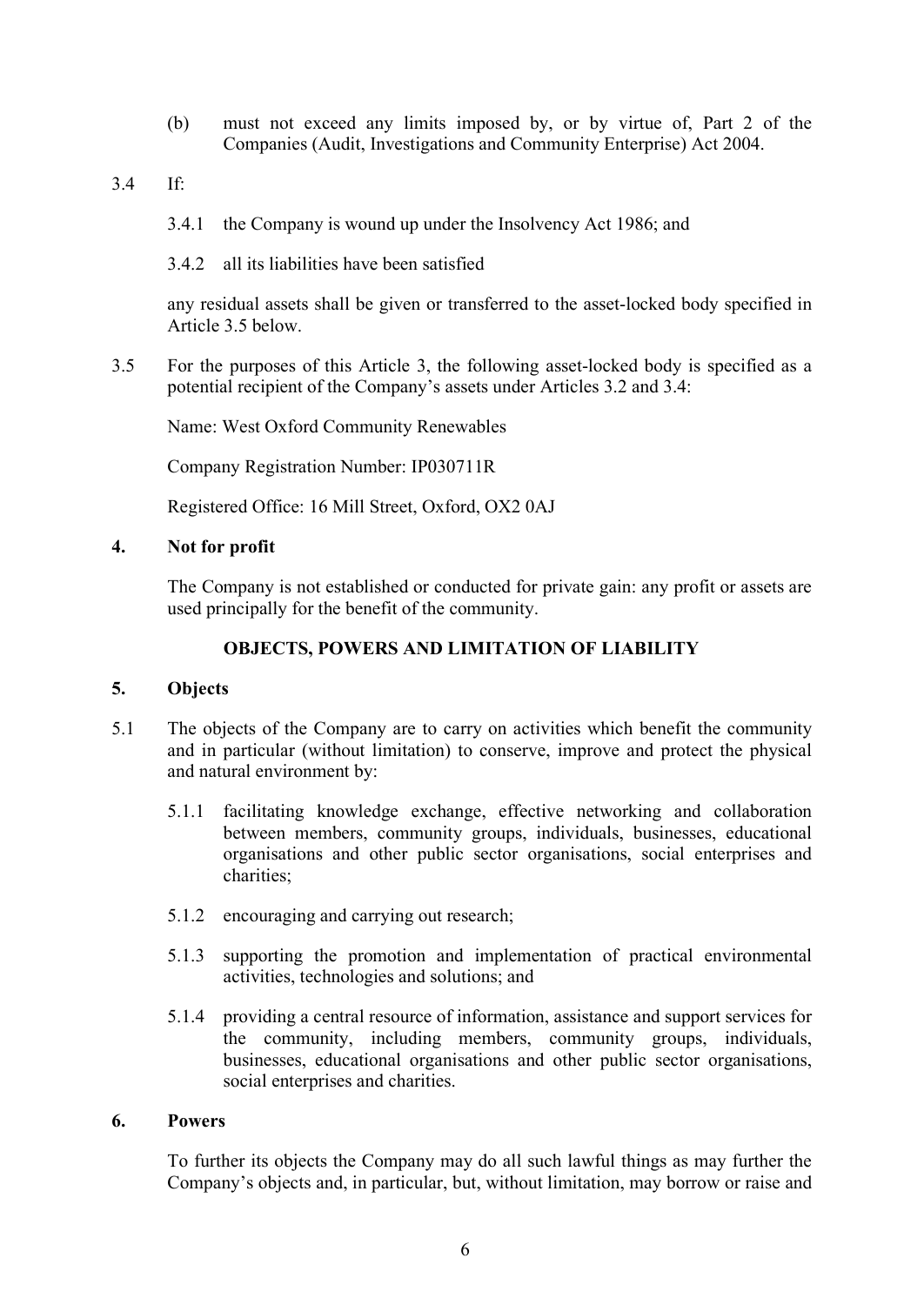(b) must not exceed any limits imposed by, or by virtue of, Part 2 of the Companies (Audit, Investigations and Community Enterprise) Act 2004.

3.4 If:

3.4.1 the Company is wound up under the Insolvency Act 1986; and

3.4.2 all its liabilities have been satisfied

any residual assets shall be given or transferred to the asset-locked body specified in Article 3.5 below.

3.5 For the purposes of this Article 3, the following asset-locked body is specified as a potential recipient of the Company's assets under Articles 3.2 and 3.4:

Name: West Oxford Community Renewables

Company Registration Number: IP030711R

Registered Office: 16 Mill Street, Oxford, OX2 0AJ

**4. Not for profit**

The Company is not established or conducted for private gain: any profit or assets are used principally for the benefit of the community.

## OBJECTS, POWERS AND LIMITATION OF LIABILITY

**5. Objects**

5.1 The objects of the Company are to carry on activities which benefit the community and in particular (without limitation) to conserve, improve and protect the physical and natural environment by:

5.1.1 facilitating knowledge exchange, effective networking and collaboration between members, community groups, individuals, businesses, educational organisations and other public sector organisations, social enterprises and charities;

5.1.2 encouraging and carrying out research;

5.1.3 supporting the promotion and implementation of practical environmental activities, technologies and solutions; and

5.1.4 providing a central resource of information, assistance and support services for the community, including members, community groups, individuals, businesses, educational organisations and other public sector organisations, social enterprises and charities.

**6. Powers**

To further its objects the Company may do all such lawful things as may further the Company's objects and, in particular, but, without limitation, may borrow or raise and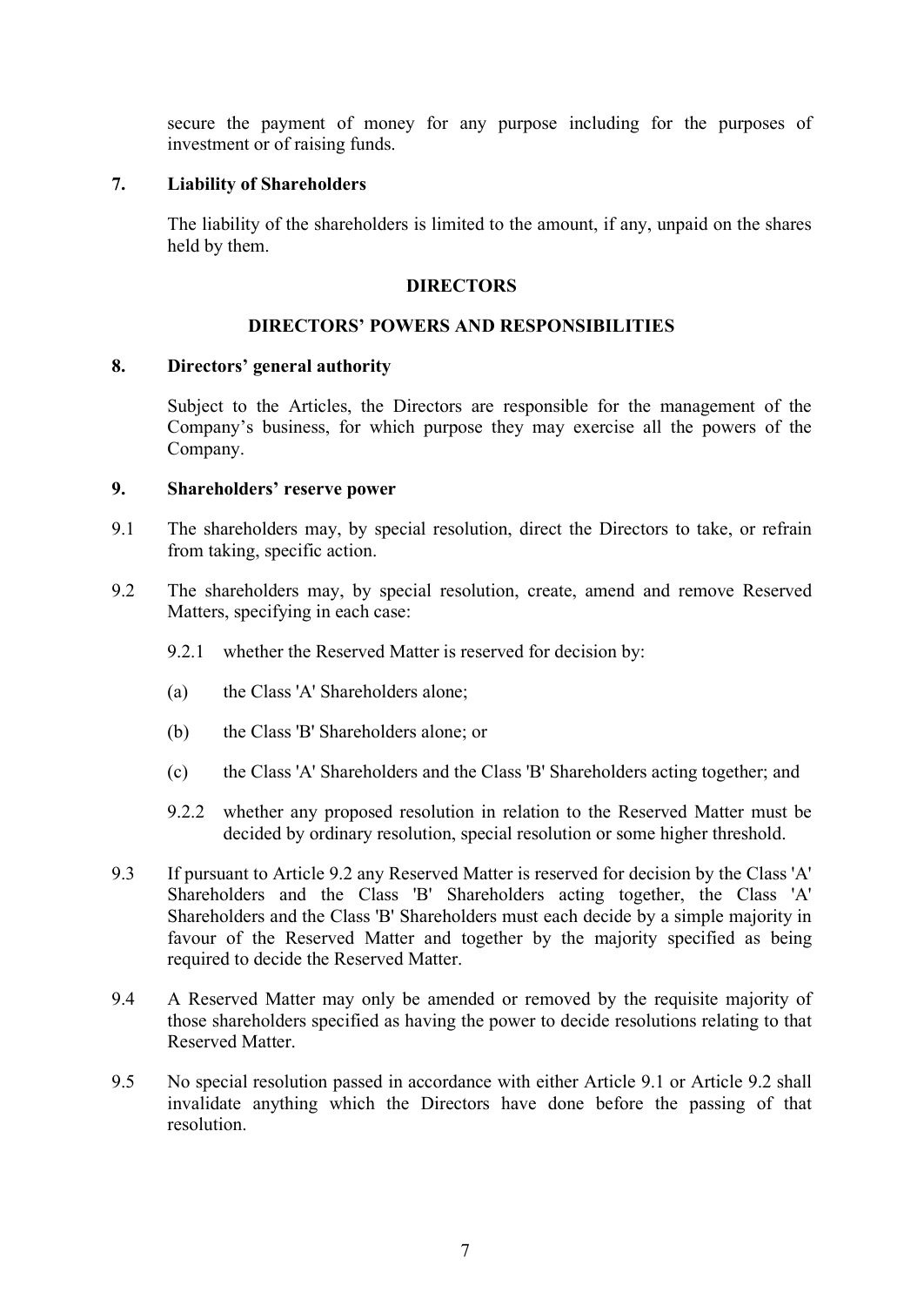secure the payment of money for any purpose including for the purposes of investment or of raising funds.

### 7. Liability of Shareholders

The liability of the shareholders is limited to the amount, if any, unpaid on the shares held by them.

## DIRECTORS

## DIRECTORS' POWERS AND RESPONSIBILITIES

### 8. Directors' general authority

Subject to the Articles, the Directors are responsible for the management of the Company's business, for which purpose they may exercise all the powers of the Company.

### 9. Shareholders' reserve power

9.1 The shareholders may, by special resolution, direct the Directors to take, or refrain from taking, specific action.

9.2 The shareholders may, by special resolution, create, amend and remove Reserved Matters, specifying in each case:

9.2.1 whether the Reserved Matter is reserved for decision by:

(a) the Class 'A' Shareholders alone;

(b) the Class 'B' Shareholders alone; or

(c) the Class 'A' Shareholders and the Class 'B' Shareholders acting together; and

9.2.2 whether any proposed resolution in relation to the Reserved Matter must be decided by ordinary resolution, special resolution or some higher threshold.

9.3 If pursuant to Article 9.2 any Reserved Matter is reserved for decision by the Class 'A' Shareholders and the Class 'B' Shareholders acting together, the Class 'A' Shareholders and the Class 'B' Shareholders must each decide by a simple majority in favour of the Reserved Matter and together by the majority specified as being required to decide the Reserved Matter.

9.4 A Reserved Matter may only be amended or removed by the requisite majority of those shareholders specified as having the power to decide resolutions relating to that Reserved Matter.

9.5 No special resolution passed in accordance with either Article 9.1 or Article 9.2 shall invalidate anything which the Directors have done before the passing of that resolution.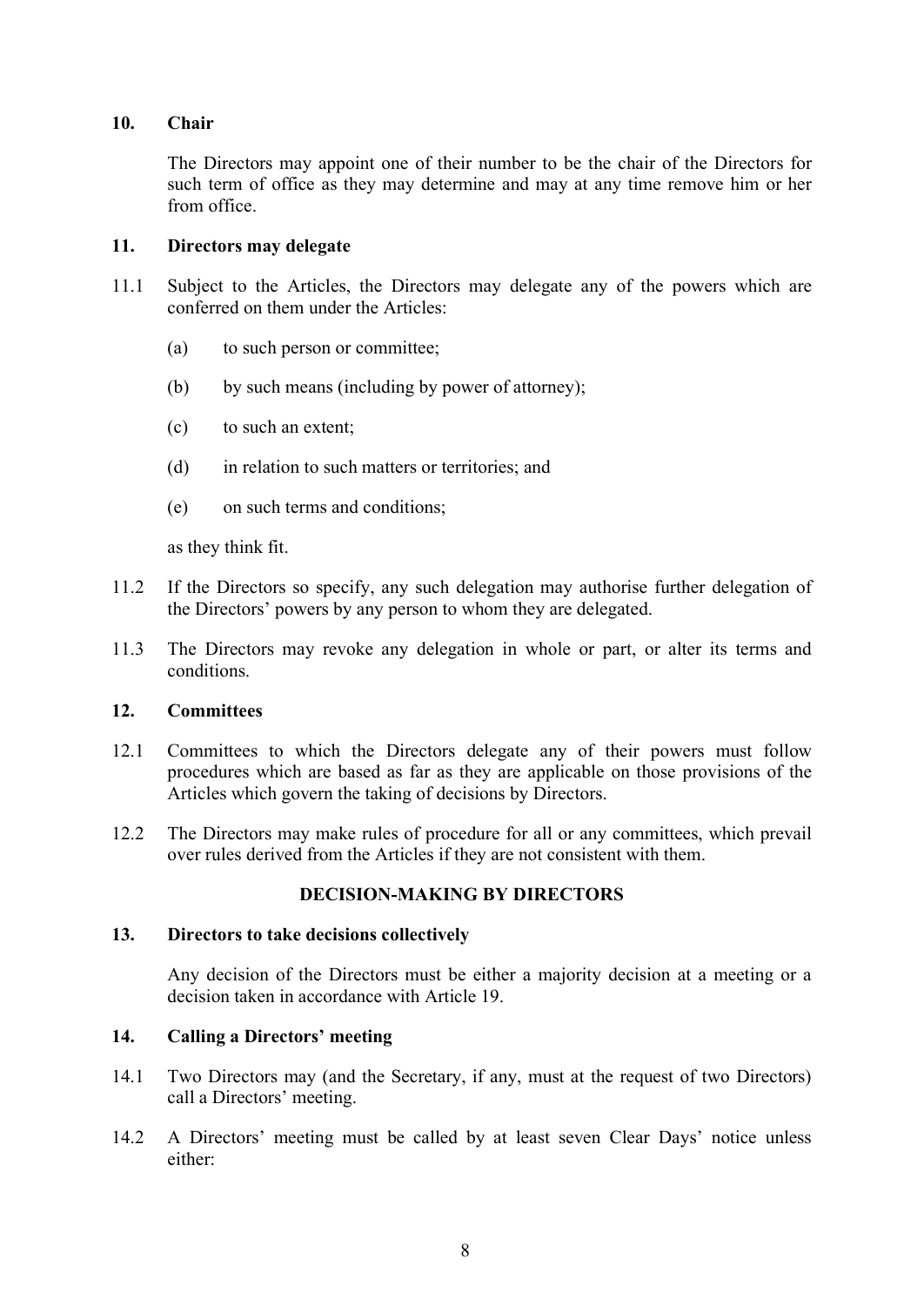## 10. Chair

The Directors may appoint one of their number to be the chair of the Directors for such term of office as they may determine and may at any time remove him or her from office.

## 11. Directors may delegate

11.1 Subject to the Articles, the Directors may delegate any of the powers which are conferred on them under the Articles:

(a) to such person or committee;

(b) by such means (including by power of attorney);

(c) to such an extent;

(d) in relation to such matters or territories; and

(e) on such terms and conditions;

as they think fit.

11.2 If the Directors so specify, any such delegation may authorise further delegation of the Directors' powers by any person to whom they are delegated.

11.3 The Directors may revoke any delegation in whole or part, or alter its terms and conditions.

## 12. Committees

12.1 Committees to which the Directors delegate any of their powers must follow procedures which are based as far as they are applicable on those provisions of the Articles which govern the taking of decisions by Directors.

12.2 The Directors may make rules of procedure for all or any committees, which prevail over rules derived from the Articles if they are not consistent with them.

# DECISION-MAKING BY DIRECTORS

## 13. Directors to take decisions collectively

Any decision of the Directors must be either a majority decision at a meeting or a decision taken in accordance with Article 19.

## 14. Calling a Directors' meeting

14.1 Two Directors may (and the Secretary, if any, must at the request of two Directors) call a Directors' meeting.

14.2 A Directors' meeting must be called by at least seven Clear Days' notice unless either: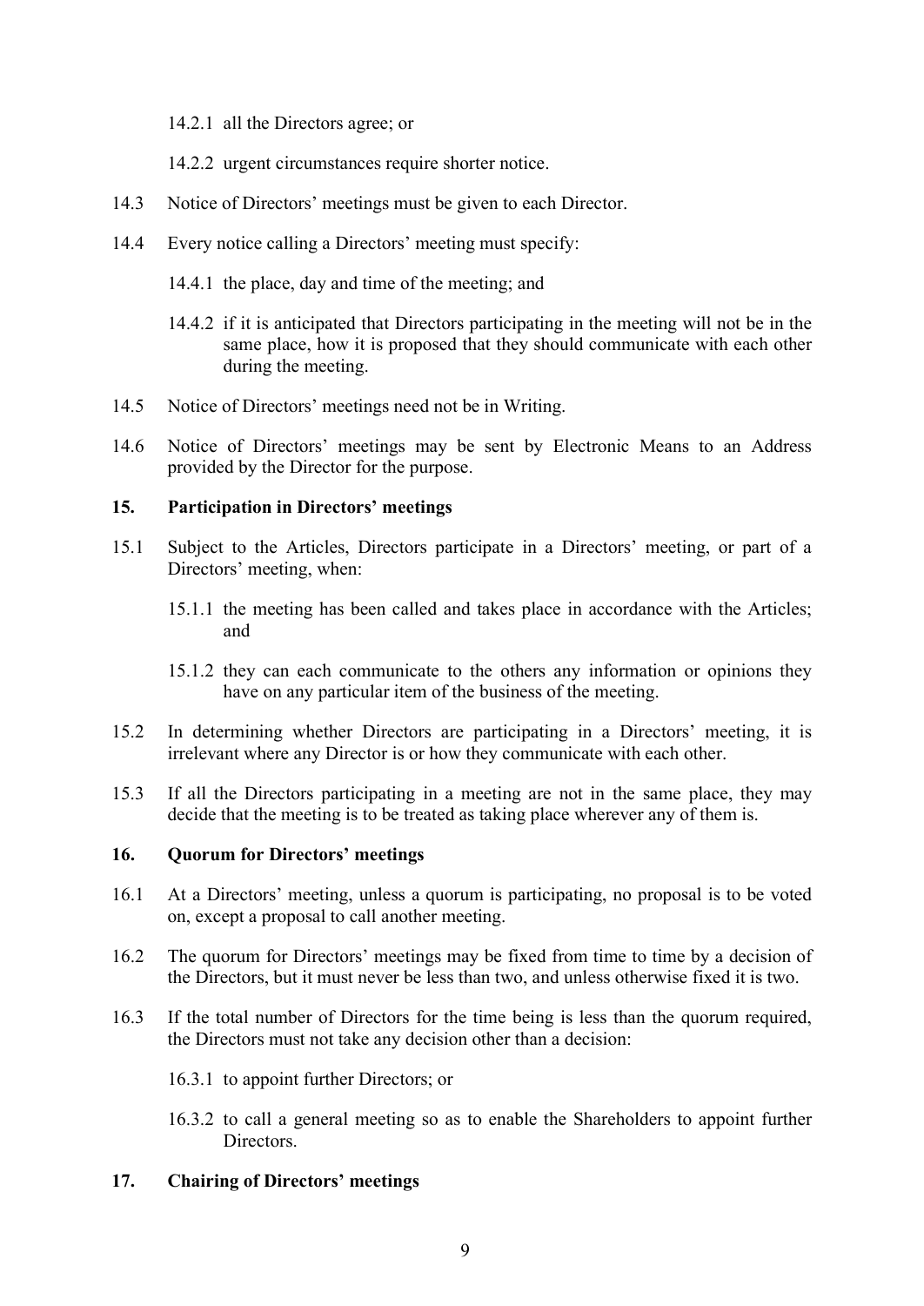14.2.1 all the Directors agree; or

14.2.2 urgent circumstances require shorter notice.

14.3 Notice of Directors' meetings must be given to each Director.

14.4 Every notice calling a Directors' meeting must specify:

14.4.1 the place, day and time of the meeting; and

14.4.2 if it is anticipated that Directors participating in the meeting will not be in the same place, how it is proposed that they should communicate with each other during the meeting.

14.5 Notice of Directors' meetings need not be in Writing.

14.6 Notice of Directors' meetings may be sent by Electronic Means to an Address provided by the Director for the purpose.

## 15. Participation in Directors' meetings

15.1 Subject to the Articles, Directors participate in a Directors' meeting, or part of a Directors' meeting, when:

15.1.1 the meeting has been called and takes place in accordance with the Articles; and

15.1.2 they can each communicate to the others any information or opinions they have on any particular item of the business of the meeting.

15.2 In determining whether Directors are participating in a Directors' meeting, it is irrelevant where any Director is or how they communicate with each other.

15.3 If all the Directors participating in a meeting are not in the same place, they may decide that the meeting is to be treated as taking place wherever any of them is.

## 16. Quorum for Directors' meetings

16.1 At a Directors' meeting, unless a quorum is participating, no proposal is to be voted on, except a proposal to call another meeting.

16.2 The quorum for Directors' meetings may be fixed from time to time by a decision of the Directors, but it must never be less than two, and unless otherwise fixed it is two.

16.3 If the total number of Directors for the time being is less than the quorum required, the Directors must not take any decision other than a decision:

16.3.1 to appoint further Directors; or

16.3.2 to call a general meeting so as to enable the Shareholders to appoint further Directors.

## 17. Chairing of Directors' meetings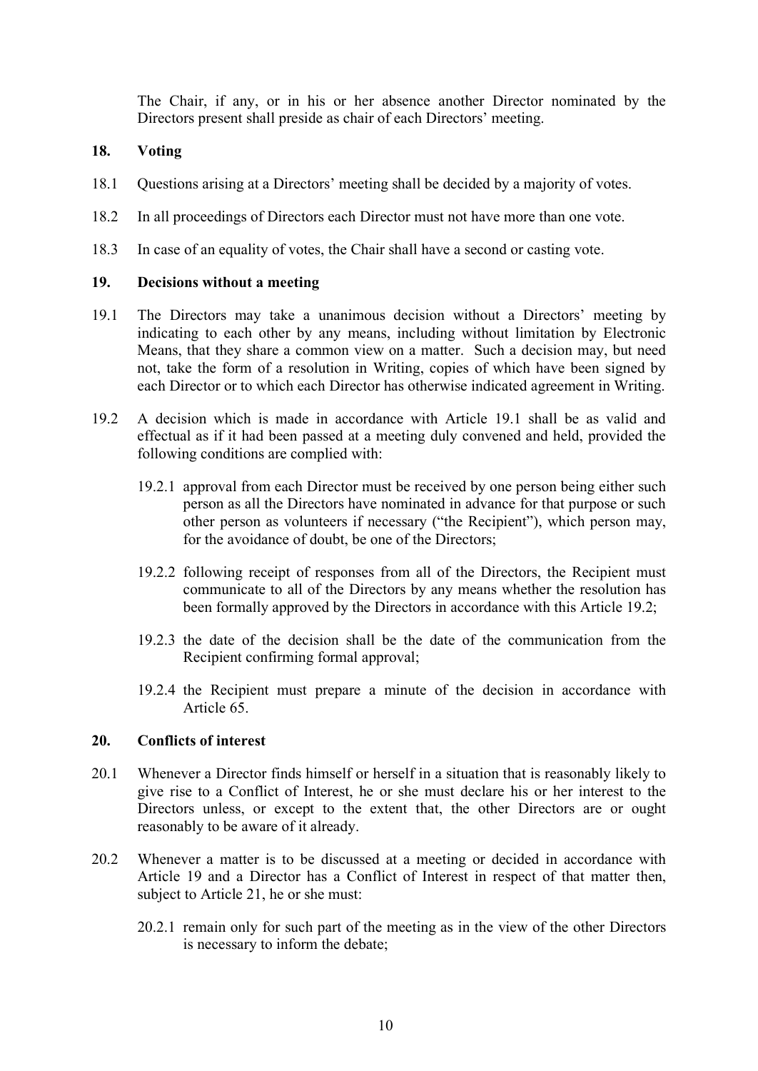The Chair, if any, or in his or her absence another Director nominated by the Directors present shall preside as chair of each Directors' meeting.

## 18. Voting

18.1 Questions arising at a Directors' meeting shall be decided by a majority of votes.

18.2 In all proceedings of Directors each Director must not have more than one vote.

18.3 In case of an equality of votes, the Chair shall have a second or casting vote.

## 19. Decisions without a meeting

19.1 The Directors may take a unanimous decision without a Directors' meeting by indicating to each other by any means, including without limitation by Electronic Means, that they share a common view on a matter. Such a decision may, but need not, take the form of a resolution in Writing, copies of which have been signed by each Director or to which each Director has otherwise indicated agreement in Writing.

19.2 A decision which is made in accordance with Article 19.1 shall be as valid and effectual as if it had been passed at a meeting duly convened and held, provided the following conditions are complied with:

19.2.1 approval from each Director must be received by one person being either such person as all the Directors have nominated in advance for that purpose or such other person as volunteers if necessary ("the Recipient"), which person may, for the avoidance of doubt, be one of the Directors;

19.2.2 following receipt of responses from all of the Directors, the Recipient must communicate to all of the Directors by any means whether the resolution has been formally approved by the Directors in accordance with this Article 19.2;

19.2.3 the date of the decision shall be the date of the communication from the Recipient confirming formal approval;

19.2.4 the Recipient must prepare a minute of the decision in accordance with Article 65.

## 20. Conflicts of interest

20.1 Whenever a Director finds himself or herself in a situation that is reasonably likely to give rise to a Conflict of Interest, he or she must declare his or her interest to the Directors unless, or except to the extent that, the other Directors are or ought reasonably to be aware of it already.

20.2 Whenever a matter is to be discussed at a meeting or decided in accordance with Article 19 and a Director has a Conflict of Interest in respect of that matter then, subject to Article 21, he or she must:

20.2.1 remain only for such part of the meeting as in the view of the other Directors is necessary to inform the debate;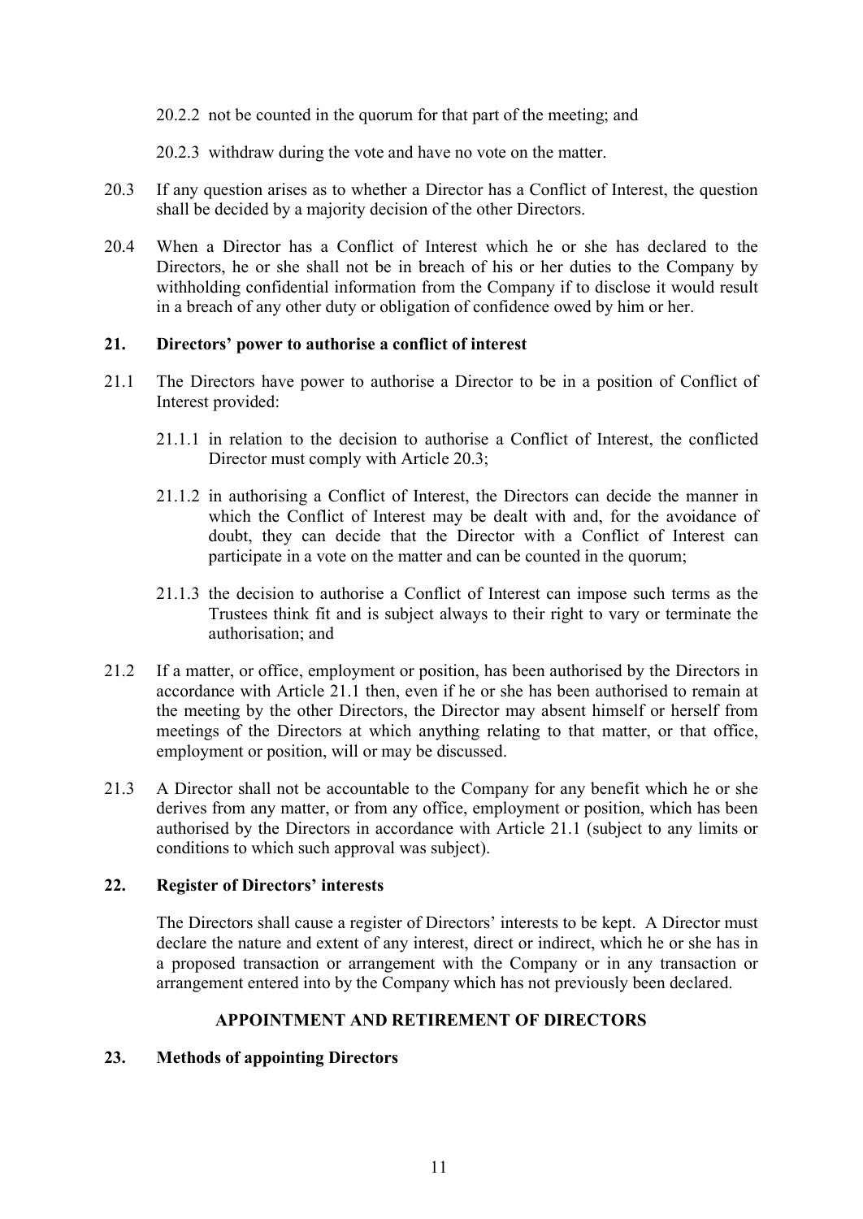20.2.2 not be counted in the quorum for that part of the meeting; and

20.2.3 withdraw during the vote and have no vote on the matter.

20.3 If any question arises as to whether a Director has a Conflict of Interest, the question shall be decided by a majority decision of the other Directors.

20.4 When a Director has a Conflict of Interest which he or she has declared to the Directors, he or she shall not be in breach of his or her duties to the Company by withholding confidential information from the Company if to disclose it would result in a breach of any other duty or obligation of confidence owed by him or her.

### 21. Directors' power to authorise a conflict of interest

21.1 The Directors have power to authorise a Director to be in a position of Conflict of Interest provided:

21.1.1 in relation to the decision to authorise a Conflict of Interest, the conflicted Director must comply with Article 20.3;

21.1.2 in authorising a Conflict of Interest, the Directors can decide the manner in which the Conflict of Interest may be dealt with and, for the avoidance of doubt, they can decide that the Director with a Conflict of Interest can participate in a vote on the matter and can be counted in the quorum;

21.1.3 the decision to authorise a Conflict of Interest can impose such terms as the Trustees think fit and is subject always to their right to vary or terminate the authorisation; and

21.2 If a matter, or office, employment or position, has been authorised by the Directors in accordance with Article 21.1 then, even if he or she has been authorised to remain at the meeting by the other Directors, the Director may absent himself or herself from meetings of the Directors at which anything relating to that matter, or that office, employment or position, will or may be discussed.

21.3 A Director shall not be accountable to the Company for any benefit which he or she derives from any matter, or from any office, employment or position, which has been authorised by the Directors in accordance with Article 21.1 (subject to any limits or conditions to which such approval was subject).

### 22. Register of Directors' interests

The Directors shall cause a register of Directors' interests to be kept. A Director must declare the nature and extent of any interest, direct or indirect, which he or she has in a proposed transaction or arrangement with the Company or in any transaction or arrangement entered into by the Company which has not previously been declared.

## APPOINTMENT AND RETIREMENT OF DIRECTORS

### 23. Methods of appointing Directors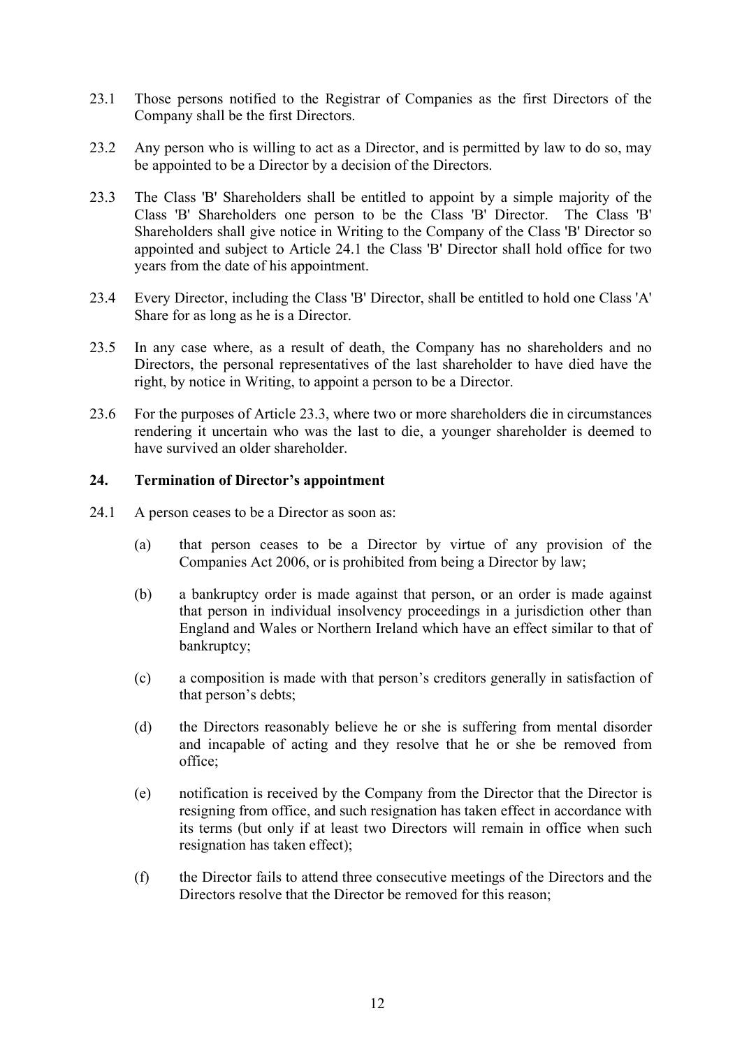23.1 Those persons notified to the Registrar of Companies as the first Directors of the Company shall be the first Directors.

23.2 Any person who is willing to act as a Director, and is permitted by law to do so, may be appointed to be a Director by a decision of the Directors.

23.3 The Class 'B' Shareholders shall be entitled to appoint by a simple majority of the Class 'B' Shareholders one person to be the Class 'B' Director. The Class 'B' Shareholders shall give notice in Writing to the Company of the Class 'B' Director so appointed and subject to Article 24.1 the Class 'B' Director shall hold office for two years from the date of his appointment.

23.4 Every Director, including the Class 'B' Director, shall be entitled to hold one Class 'A' Share for as long as he is a Director.

23.5 In any case where, as a result of death, the Company has no shareholders and no Directors, the personal representatives of the last shareholder to have died have the right, by notice in Writing, to appoint a person to be a Director.

23.6 For the purposes of Article 23.3, where two or more shareholders die in circumstances rendering it uncertain who was the last to die, a younger shareholder is deemed to have survived an older shareholder.

## 24. Termination of Director's appointment

24.1 A person ceases to be a Director as soon as:

(a) that person ceases to be a Director by virtue of any provision of the Companies Act 2006, or is prohibited from being a Director by law;

(b) a bankruptcy order is made against that person, or an order is made against that person in individual insolvency proceedings in a jurisdiction other than England and Wales or Northern Ireland which have an effect similar to that of bankruptcy;

(c) a composition is made with that person's creditors generally in satisfaction of that person's debts;

(d) the Directors reasonably believe he or she is suffering from mental disorder and incapable of acting and they resolve that he or she be removed from office;

(e) notification is received by the Company from the Director that the Director is resigning from office, and such resignation has taken effect in accordance with its terms (but only if at least two Directors will remain in office when such resignation has taken effect);

(f) the Director fails to attend three consecutive meetings of the Directors and the Directors resolve that the Director be removed for this reason;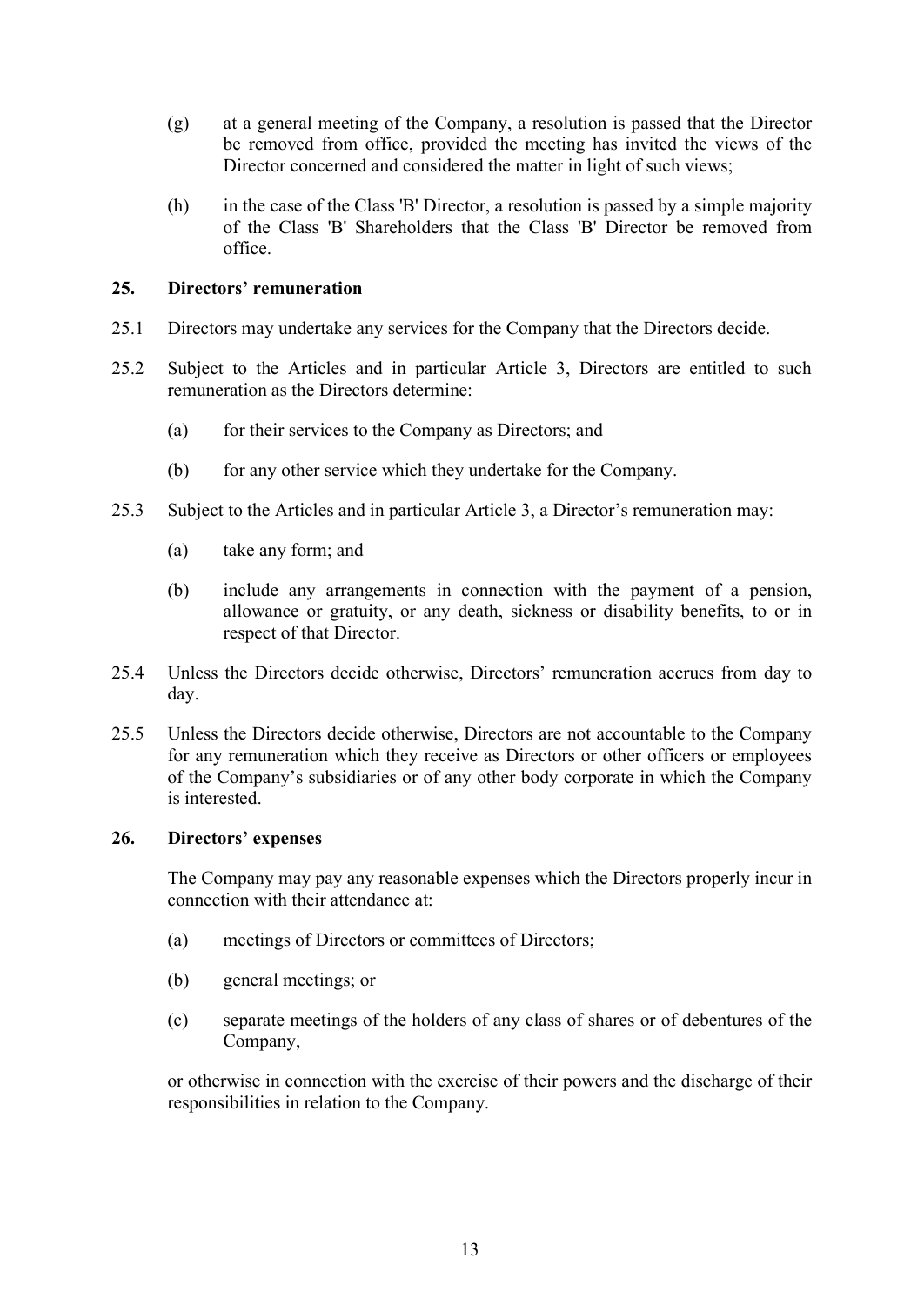(g) at a general meeting of the Company, a resolution is passed that the Director be removed from office, provided the meeting has invited the views of the Director concerned and considered the matter in light of such views;

(h) in the case of the Class 'B' Director, a resolution is passed by a simple majority of the Class 'B' Shareholders that the Class 'B' Director be removed from office.

## 25. Directors' remuneration

25.1 Directors may undertake any services for the Company that the Directors decide.

25.2 Subject to the Articles and in particular Article 3, Directors are entitled to such remuneration as the Directors determine:

(a) for their services to the Company as Directors; and

(b) for any other service which they undertake for the Company.

25.3 Subject to the Articles and in particular Article 3, a Director's remuneration may:

(a) take any form; and

(b) include any arrangements in connection with the payment of a pension, allowance or gratuity, or any death, sickness or disability benefits, to or in respect of that Director.

25.4 Unless the Directors decide otherwise, Directors' remuneration accrues from day to day.

25.5 Unless the Directors decide otherwise, Directors are not accountable to the Company for any remuneration which they receive as Directors or other officers or employees of the Company's subsidiaries or of any other body corporate in which the Company is interested.

## 26. Directors' expenses

The Company may pay any reasonable expenses which the Directors properly incur in connection with their attendance at:

(a) meetings of Directors or committees of Directors;

(b) general meetings; or

(c) separate meetings of the holders of any class of shares or of debentures of the Company,

or otherwise in connection with the exercise of their powers and the discharge of their responsibilities in relation to the Company.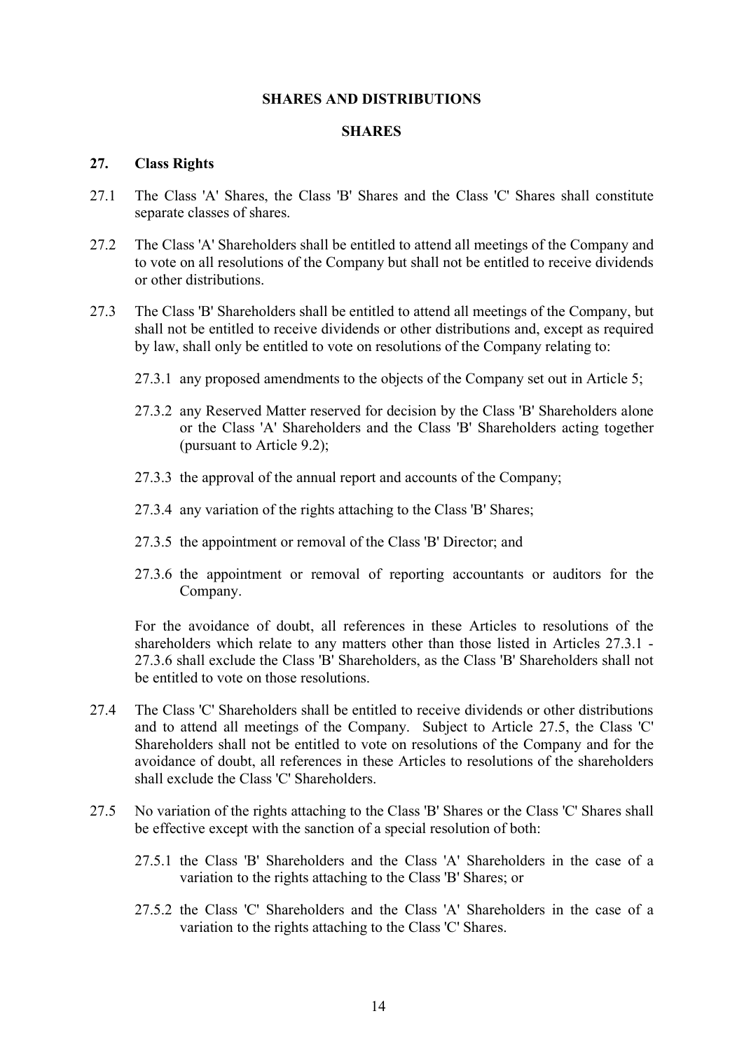## SHARES AND DISTRIBUTIONS

### SHARES

### 27. Class Rights

27.1 The Class 'A' Shares, the Class 'B' Shares and the Class 'C' Shares shall constitute separate classes of shares.

27.2 The Class 'A' Shareholders shall be entitled to attend all meetings of the Company and to vote on all resolutions of the Company but shall not be entitled to receive dividends or other distributions.

27.3 The Class 'B' Shareholders shall be entitled to attend all meetings of the Company, but shall not be entitled to receive dividends or other distributions and, except as required by law, shall only be entitled to vote on resolutions of the Company relating to:

27.3.1 any proposed amendments to the objects of the Company set out in Article 5;

27.3.2 any Reserved Matter reserved for decision by the Class 'B' Shareholders alone or the Class 'A' Shareholders and the Class 'B' Shareholders acting together (pursuant to Article 9.2);

27.3.3 the approval of the annual report and accounts of the Company;

27.3.4 any variation of the rights attaching to the Class 'B' Shares;

27.3.5 the appointment or removal of the Class 'B' Director; and

27.3.6 the appointment or removal of reporting accountants or auditors for the Company.

For the avoidance of doubt, all references in these Articles to resolutions of the shareholders which relate to any matters other than those listed in Articles 27.3.1 - 27.3.6 shall exclude the Class 'B' Shareholders, as the Class 'B' Shareholders shall not be entitled to vote on those resolutions.

27.4 The Class 'C' Shareholders shall be entitled to receive dividends or other distributions and to attend all meetings of the Company. Subject to Article 27.5, the Class 'C' Shareholders shall not be entitled to vote on resolutions of the Company and for the avoidance of doubt, all references in these Articles to resolutions of the shareholders shall exclude the Class 'C' Shareholders.

27.5 No variation of the rights attaching to the Class 'B' Shares or the Class 'C' Shares shall be effective except with the sanction of a special resolution of both:

27.5.1 the Class 'B' Shareholders and the Class 'A' Shareholders in the case of a variation to the rights attaching to the Class 'B' Shares; or

27.5.2 the Class 'C' Shareholders and the Class 'A' Shareholders in the case of a variation to the rights attaching to the Class 'C' Shares.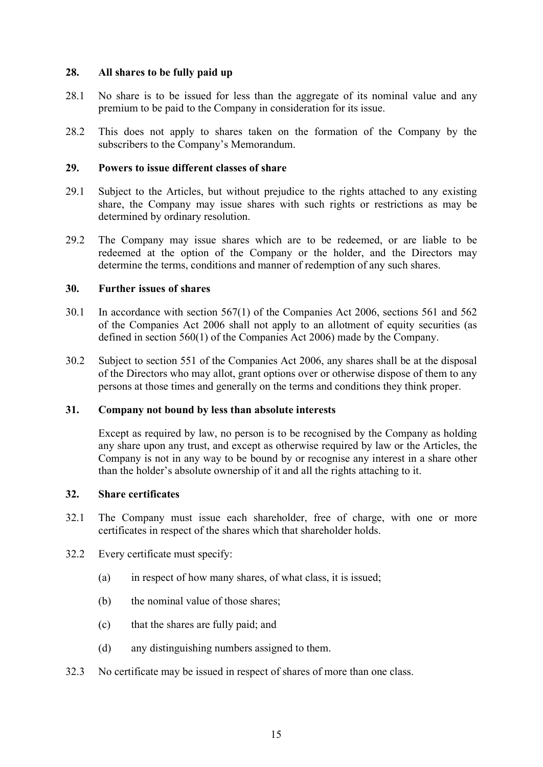## 28. All shares to be fully paid up

28.1 No share is to be issued for less than the aggregate of its nominal value and any premium to be paid to the Company in consideration for its issue.

28.2 This does not apply to shares taken on the formation of the Company by the subscribers to the Company's Memorandum.

## 29. Powers to issue different classes of share

29.1 Subject to the Articles, but without prejudice to the rights attached to any existing share, the Company may issue shares with such rights or restrictions as may be determined by ordinary resolution.

29.2 The Company may issue shares which are to be redeemed, or are liable to be redeemed at the option of the Company or the holder, and the Directors may determine the terms, conditions and manner of redemption of any such shares.

## 30. Further issues of shares

30.1 In accordance with section 567(1) of the Companies Act 2006, sections 561 and 562 of the Companies Act 2006 shall not apply to an allotment of equity securities (as defined in section 560(1) of the Companies Act 2006) made by the Company.

30.2 Subject to section 551 of the Companies Act 2006, any shares shall be at the disposal of the Directors who may allot, grant options over or otherwise dispose of them to any persons at those times and generally on the terms and conditions they think proper.

## 31. Company not bound by less than absolute interests

Except as required by law, no person is to be recognised by the Company as holding any share upon any trust, and except as otherwise required by law or the Articles, the Company is not in any way to be bound by or recognise any interest in a share other than the holder's absolute ownership of it and all the rights attaching to it.

## 32. Share certificates

32.1 The Company must issue each shareholder, free of charge, with one or more certificates in respect of the shares which that shareholder holds.

32.2 Every certificate must specify:

(a) in respect of how many shares, of what class, it is issued;

(b) the nominal value of those shares;

(c) that the shares are fully paid; and

(d) any distinguishing numbers assigned to them.

32.3 No certificate may be issued in respect of shares of more than one class.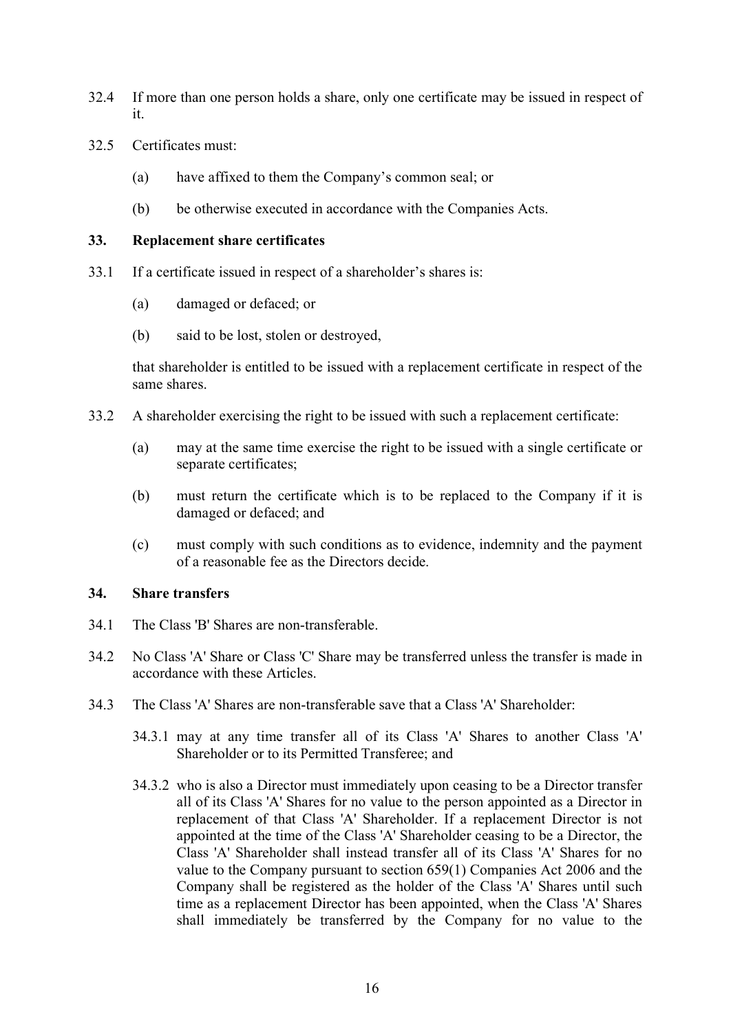32.4 If more than one person holds a share, only one certificate may be issued in respect of it.

32.5 Certificates must:

(a) have affixed to them the Company's common seal; or

(b) be otherwise executed in accordance with the Companies Acts.

### 33. Replacement share certificates

33.1 If a certificate issued in respect of a shareholder's shares is:

(a) damaged or defaced; or

(b) said to be lost, stolen or destroyed,

that shareholder is entitled to be issued with a replacement certificate in respect of the same shares.

33.2 A shareholder exercising the right to be issued with such a replacement certificate:

(a) may at the same time exercise the right to be issued with a single certificate or separate certificates;

(b) must return the certificate which is to be replaced to the Company if it is damaged or defaced; and

(c) must comply with such conditions as to evidence, indemnity and the payment of a reasonable fee as the Directors decide.

### 34. Share transfers

34.1 The Class 'B' Shares are non-transferable.

34.2 No Class 'A' Share or Class 'C' Share may be transferred unless the transfer is made in accordance with these Articles.

34.3 The Class 'A' Shares are non-transferable save that a Class 'A' Shareholder:

34.3.1 may at any time transfer all of its Class 'A' Shares to another Class 'A' Shareholder or to its Permitted Transferee; and

34.3.2 who is also a Director must immediately upon ceasing to be a Director transfer all of its Class 'A' Shares for no value to the person appointed as a Director in replacement of that Class 'A' Shareholder. If a replacement Director is not appointed at the time of the Class 'A' Shareholder ceasing to be a Director, the Class 'A' Shareholder shall instead transfer all of its Class 'A' Shares for no value to the Company pursuant to section 659(1) Companies Act 2006 and the Company shall be registered as the holder of the Class 'A' Shares until such time as a replacement Director has been appointed, when the Class 'A' Shares shall immediately be transferred by the Company for no value to the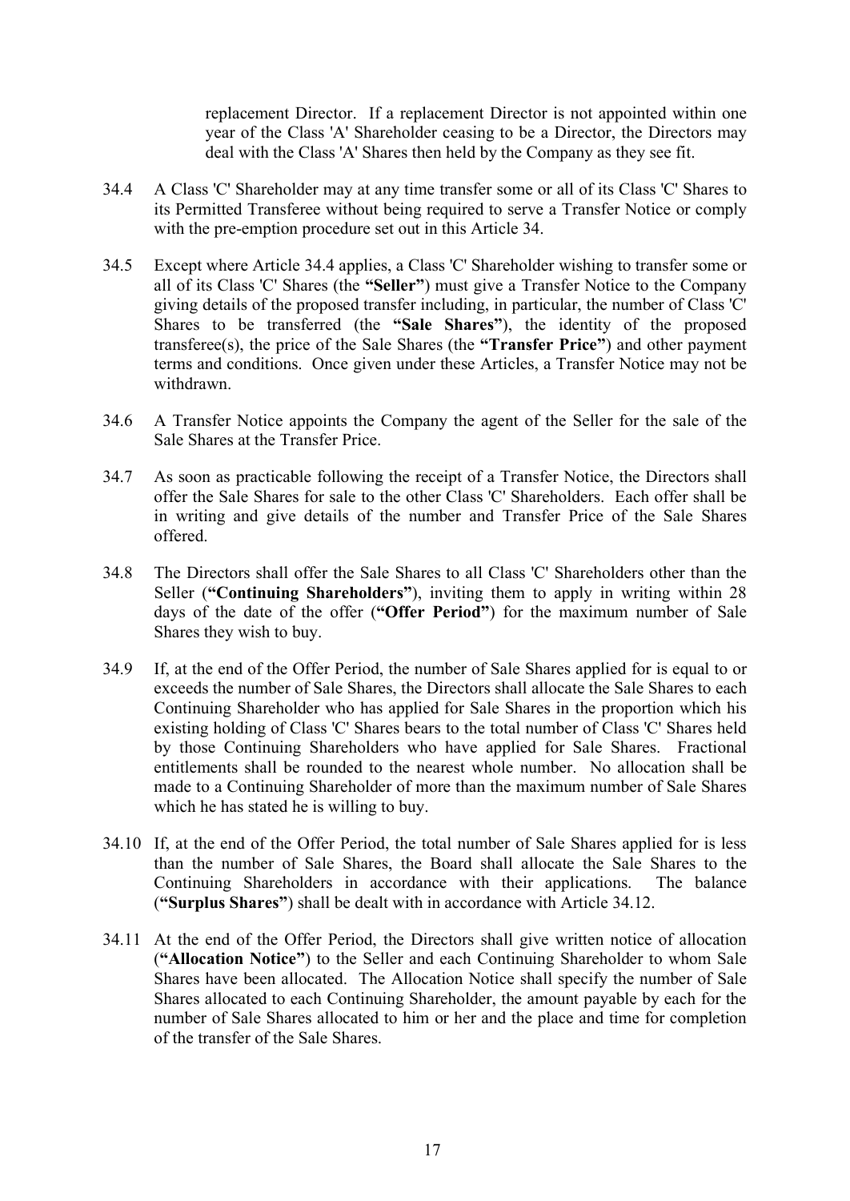replacement Director. If a replacement Director is not appointed within one year of the Class 'A' Shareholder ceasing to be a Director, the Directors may deal with the Class 'A' Shares then held by the Company as they see fit.

34.4 A Class 'C' Shareholder may at any time transfer some or all of its Class 'C' Shares to its Permitted Transferee without being required to serve a Transfer Notice or comply with the pre-emption procedure set out in this Article 34.

34.5 Except where Article 34.4 applies, a Class 'C' Shareholder wishing to transfer some or all of its Class 'C' Shares (the **"Seller"**) must give a Transfer Notice to the Company giving details of the proposed transfer including, in particular, the number of Class 'C' Shares to be transferred (the **"Sale Shares"**), the identity of the proposed transferee(s), the price of the Sale Shares (the **"Transfer Price"**) and other payment terms and conditions. Once given under these Articles, a Transfer Notice may not be withdrawn.

34.6 A Transfer Notice appoints the Company the agent of the Seller for the sale of the Sale Shares at the Transfer Price.

34.7 As soon as practicable following the receipt of a Transfer Notice, the Directors shall offer the Sale Shares for sale to the other Class 'C' Shareholders. Each offer shall be in writing and give details of the number and Transfer Price of the Sale Shares offered.

34.8 The Directors shall offer the Sale Shares to all Class 'C' Shareholders other than the Seller (**"Continuing Shareholders"**), inviting them to apply in writing within 28 days of the date of the offer (**"Offer Period"**) for the maximum number of Sale Shares they wish to buy.

34.9 If, at the end of the Offer Period, the number of Sale Shares applied for is equal to or exceeds the number of Sale Shares, the Directors shall allocate the Sale Shares to each Continuing Shareholder who has applied for Sale Shares in the proportion which his existing holding of Class 'C' Shares bears to the total number of Class 'C' Shares held by those Continuing Shareholders who have applied for Sale Shares. Fractional entitlements shall be rounded to the nearest whole number. No allocation shall be made to a Continuing Shareholder of more than the maximum number of Sale Shares which he has stated he is willing to buy.

34.10 If, at the end of the Offer Period, the total number of Sale Shares applied for is less than the number of Sale Shares, the Board shall allocate the Sale Shares to the Continuing Shareholders in accordance with their applications. The balance (**"Surplus Shares"**) shall be dealt with in accordance with Article 34.12.

34.11 At the end of the Offer Period, the Directors shall give written notice of allocation (**"Allocation Notice"**) to the Seller and each Continuing Shareholder to whom Sale Shares have been allocated. The Allocation Notice shall specify the number of Sale Shares allocated to each Continuing Shareholder, the amount payable by each for the number of Sale Shares allocated to him or her and the place and time for completion of the transfer of the Sale Shares.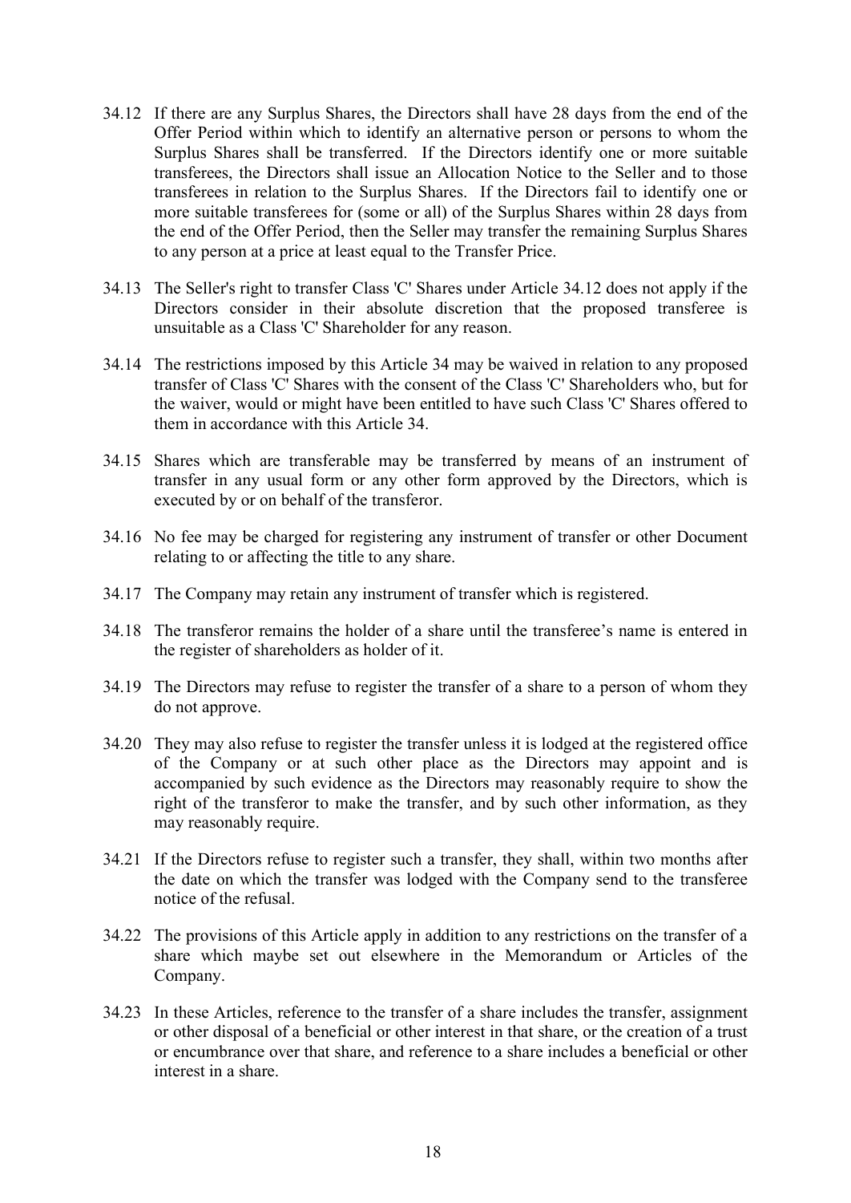34.12 If there are any Surplus Shares, the Directors shall have 28 days from the end of the Offer Period within which to identify an alternative person or persons to whom the Surplus Shares shall be transferred. If the Directors identify one or more suitable transferees, the Directors shall issue an Allocation Notice to the Seller and to those transferees in relation to the Surplus Shares. If the Directors fail to identify one or more suitable transferees for (some or all) of the Surplus Shares within 28 days from the end of the Offer Period, then the Seller may transfer the remaining Surplus Shares to any person at a price at least equal to the Transfer Price.

34.13 The Seller's right to transfer Class 'C' Shares under Article 34.12 does not apply if the Directors consider in their absolute discretion that the proposed transferee is unsuitable as a Class 'C' Shareholder for any reason.

34.14 The restrictions imposed by this Article 34 may be waived in relation to any proposed transfer of Class 'C' Shares with the consent of the Class 'C' Shareholders who, but for the waiver, would or might have been entitled to have such Class 'C' Shares offered to them in accordance with this Article 34.

34.15 Shares which are transferable may be transferred by means of an instrument of transfer in any usual form or any other form approved by the Directors, which is executed by or on behalf of the transferor.

34.16 No fee may be charged for registering any instrument of transfer or other Document relating to or affecting the title to any share.

34.17 The Company may retain any instrument of transfer which is registered.

34.18 The transferor remains the holder of a share until the transferee's name is entered in the register of shareholders as holder of it.

34.19 The Directors may refuse to register the transfer of a share to a person of whom they do not approve.

34.20 They may also refuse to register the transfer unless it is lodged at the registered office of the Company or at such other place as the Directors may appoint and is accompanied by such evidence as the Directors may reasonably require to show the right of the transferor to make the transfer, and by such other information, as they may reasonably require.

34.21 If the Directors refuse to register such a transfer, they shall, within two months after the date on which the transfer was lodged with the Company send to the transferee notice of the refusal.

34.22 The provisions of this Article apply in addition to any restrictions on the transfer of a share which maybe set out elsewhere in the Memorandum or Articles of the Company.

34.23 In these Articles, reference to the transfer of a share includes the transfer, assignment or other disposal of a beneficial or other interest in that share, or the creation of a trust or encumbrance over that share, and reference to a share includes a beneficial or other interest in a share.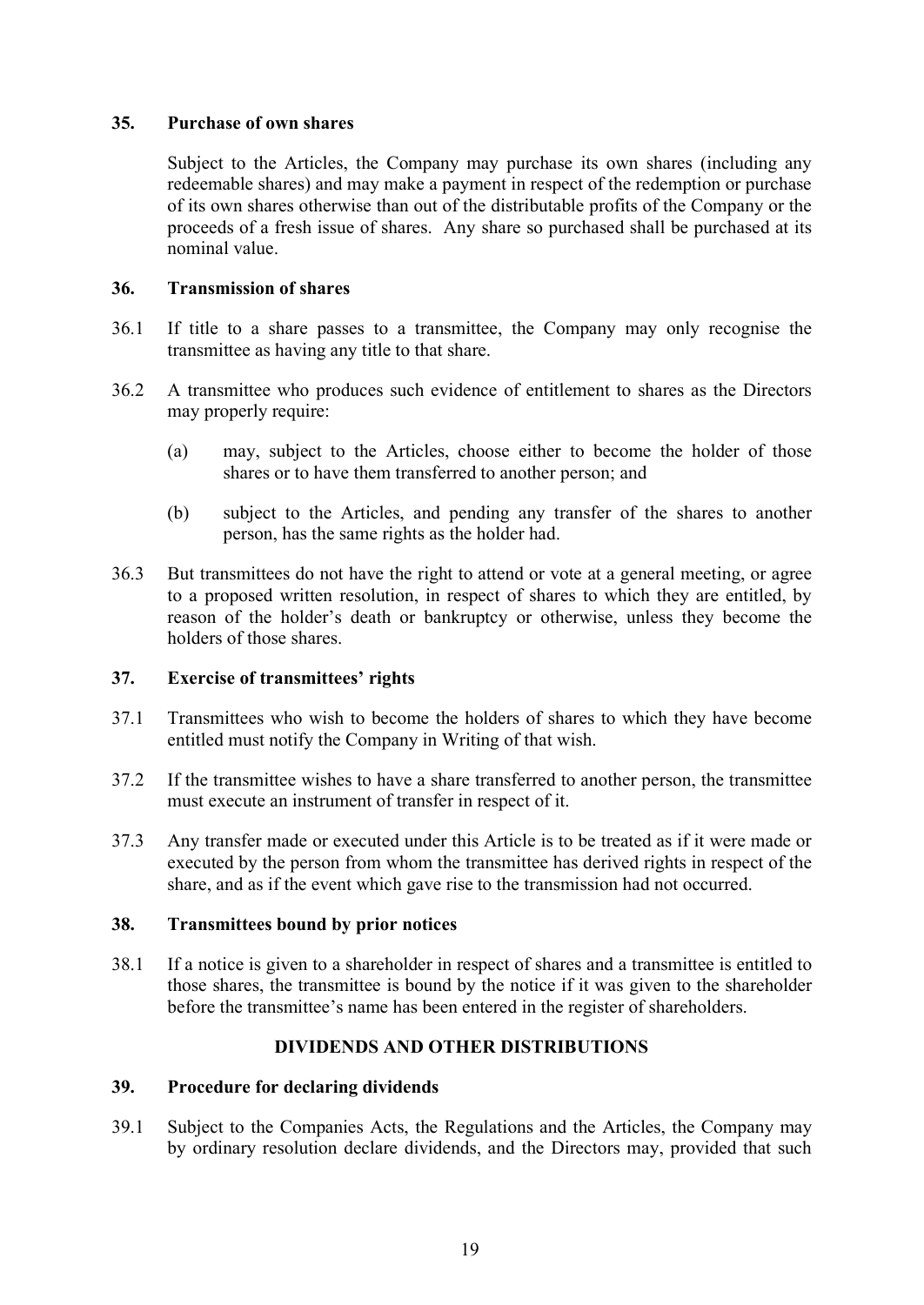### 35. Purchase of own shares

Subject to the Articles, the Company may purchase its own shares (including any redeemable shares) and may make a payment in respect of the redemption or purchase of its own shares otherwise than out of the distributable profits of the Company or the proceeds of a fresh issue of shares. Any share so purchased shall be purchased at its nominal value.

### 36. Transmission of shares

36.1 If title to a share passes to a transmittee, the Company may only recognise the transmittee as having any title to that share.

36.2 A transmittee who produces such evidence of entitlement to shares as the Directors may properly require:

(a) may, subject to the Articles, choose either to become the holder of those shares or to have them transferred to another person; and

(b) subject to the Articles, and pending any transfer of the shares to another person, has the same rights as the holder had.

36.3 But transmittees do not have the right to attend or vote at a general meeting, or agree to a proposed written resolution, in respect of shares to which they are entitled, by reason of the holder's death or bankruptcy or otherwise, unless they become the holders of those shares.

### 37. Exercise of transmittees' rights

37.1 Transmittees who wish to become the holders of shares to which they have become entitled must notify the Company in Writing of that wish.

37.2 If the transmittee wishes to have a share transferred to another person, the transmittee must execute an instrument of transfer in respect of it.

37.3 Any transfer made or executed under this Article is to be treated as if it were made or executed by the person from whom the transmittee has derived rights in respect of the share, and as if the event which gave rise to the transmission had not occurred.

### 38. Transmittees bound by prior notices

38.1 If a notice is given to a shareholder in respect of shares and a transmittee is entitled to those shares, the transmittee is bound by the notice if it was given to the shareholder before the transmittee's name has been entered in the register of shareholders.

## DIVIDENDS AND OTHER DISTRIBUTIONS

### 39. Procedure for declaring dividends

39.1 Subject to the Companies Acts, the Regulations and the Articles, the Company may by ordinary resolution declare dividends, and the Directors may, provided that such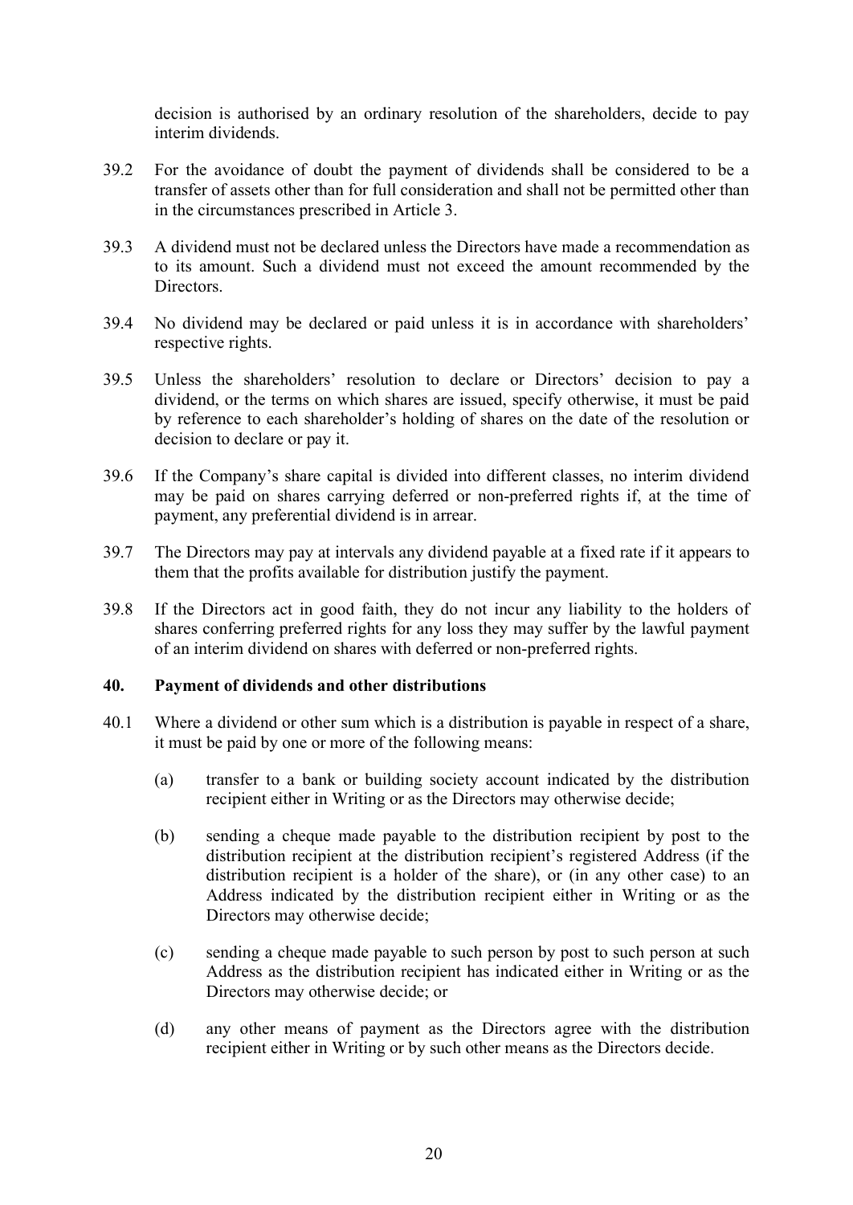decision is authorised by an ordinary resolution of the shareholders, decide to pay interim dividends.

39.2 For the avoidance of doubt the payment of dividends shall be considered to be a transfer of assets other than for full consideration and shall not be permitted other than in the circumstances prescribed in Article 3.

39.3 A dividend must not be declared unless the Directors have made a recommendation as to its amount. Such a dividend must not exceed the amount recommended by the Directors.

39.4 No dividend may be declared or paid unless it is in accordance with shareholders' respective rights.

39.5 Unless the shareholders' resolution to declare or Directors' decision to pay a dividend, or the terms on which shares are issued, specify otherwise, it must be paid by reference to each shareholder's holding of shares on the date of the resolution or decision to declare or pay it.

39.6 If the Company's share capital is divided into different classes, no interim dividend may be paid on shares carrying deferred or non-preferred rights if, at the time of payment, any preferential dividend is in arrear.

39.7 The Directors may pay at intervals any dividend payable at a fixed rate if it appears to them that the profits available for distribution justify the payment.

39.8 If the Directors act in good faith, they do not incur any liability to the holders of shares conferring preferred rights for any loss they may suffer by the lawful payment of an interim dividend on shares with deferred or non-preferred rights.

## 40. Payment of dividends and other distributions

40.1 Where a dividend or other sum which is a distribution is payable in respect of a share, it must be paid by one or more of the following means:

(a) transfer to a bank or building society account indicated by the distribution recipient either in Writing or as the Directors may otherwise decide;

(b) sending a cheque made payable to the distribution recipient by post to the distribution recipient at the distribution recipient's registered Address (if the distribution recipient is a holder of the share), or (in any other case) to an Address indicated by the distribution recipient either in Writing or as the Directors may otherwise decide;

(c) sending a cheque made payable to such person by post to such person at such Address as the distribution recipient has indicated either in Writing or as the Directors may otherwise decide; or

(d) any other means of payment as the Directors agree with the distribution recipient either in Writing or by such other means as the Directors decide.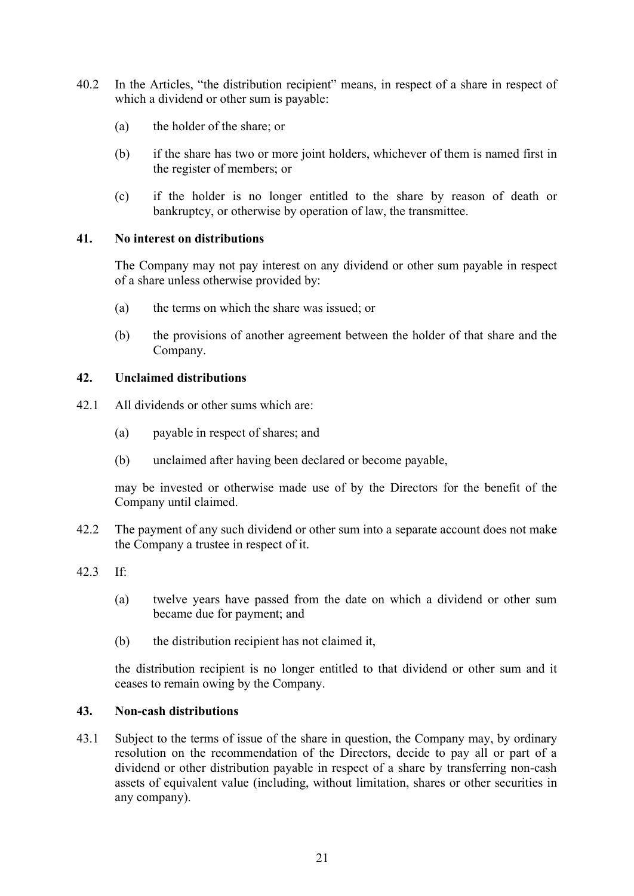40.2 In the Articles, "the distribution recipient" means, in respect of a share in respect of which a dividend or other sum is payable:

(a) the holder of the share; or

(b) if the share has two or more joint holders, whichever of them is named first in the register of members; or

(c) if the holder is no longer entitled to the share by reason of death or bankruptcy, or otherwise by operation of law, the transmittee.

**41. No interest on distributions**

The Company may not pay interest on any dividend or other sum payable in respect of a share unless otherwise provided by:

(a) the terms on which the share was issued; or

(b) the provisions of another agreement between the holder of that share and the Company.

**42. Unclaimed distributions**

42.1 All dividends or other sums which are:

(a) payable in respect of shares; and

(b) unclaimed after having been declared or become payable,

may be invested or otherwise made use of by the Directors for the benefit of the Company until claimed.

42.2 The payment of any such dividend or other sum into a separate account does not make the Company a trustee in respect of it.

42.3 If:

(a) twelve years have passed from the date on which a dividend or other sum became due for payment; and

(b) the distribution recipient has not claimed it,

the distribution recipient is no longer entitled to that dividend or other sum and it ceases to remain owing by the Company.

**43. Non-cash distributions**

43.1 Subject to the terms of issue of the share in question, the Company may, by ordinary resolution on the recommendation of the Directors, decide to pay all or part of a dividend or other distribution payable in respect of a share by transferring non-cash assets of equivalent value (including, without limitation, shares or other securities in any company).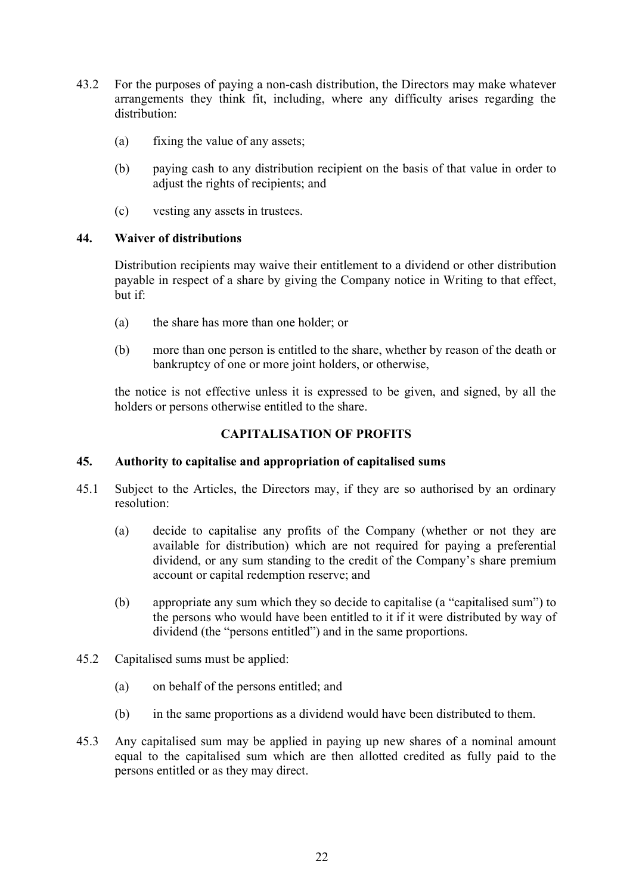43.2 For the purposes of paying a non-cash distribution, the Directors may make whatever arrangements they think fit, including, where any difficulty arises regarding the distribution:

(a) fixing the value of any assets;

(b) paying cash to any distribution recipient on the basis of that value in order to adjust the rights of recipients; and

(c) vesting any assets in trustees.

**44. Waiver of distributions**

Distribution recipients may waive their entitlement to a dividend or other distribution payable in respect of a share by giving the Company notice in Writing to that effect, but if:

(a) the share has more than one holder; or

(b) more than one person is entitled to the share, whether by reason of the death or bankruptcy of one or more joint holders, or otherwise,

the notice is not effective unless it is expressed to be given, and signed, by all the holders or persons otherwise entitled to the share.

## CAPITALISATION OF PROFITS

**45. Authority to capitalise and appropriation of capitalised sums**

45.1 Subject to the Articles, the Directors may, if they are so authorised by an ordinary resolution:

(a) decide to capitalise any profits of the Company (whether or not they are available for distribution) which are not required for paying a preferential dividend, or any sum standing to the credit of the Company's share premium account or capital redemption reserve; and

(b) appropriate any sum which they so decide to capitalise (a "capitalised sum") to the persons who would have been entitled to it if it were distributed by way of dividend (the "persons entitled") and in the same proportions.

45.2 Capitalised sums must be applied:

(a) on behalf of the persons entitled; and

(b) in the same proportions as a dividend would have been distributed to them.

45.3 Any capitalised sum may be applied in paying up new shares of a nominal amount equal to the capitalised sum which are then allotted credited as fully paid to the persons entitled or as they may direct.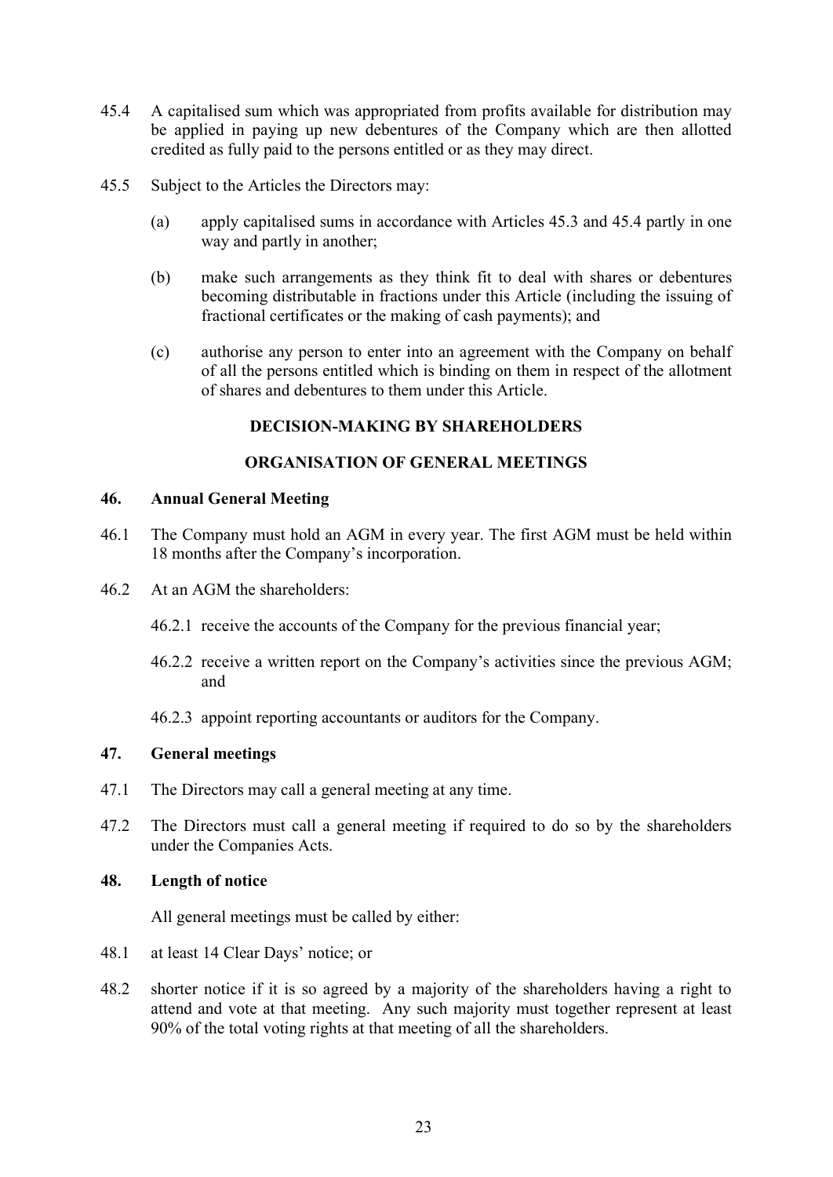45.4 A capitalised sum which was appropriated from profits available for distribution may be applied in paying up new debentures of the Company which are then allotted credited as fully paid to the persons entitled or as they may direct.

45.5 Subject to the Articles the Directors may:

(a) apply capitalised sums in accordance with Articles 45.3 and 45.4 partly in one way and partly in another;

(b) make such arrangements as they think fit to deal with shares or debentures becoming distributable in fractions under this Article (including the issuing of fractional certificates or the making of cash payments); and

(c) authorise any person to enter into an agreement with the Company on behalf of all the persons entitled which is binding on them in respect of the allotment of shares and debentures to them under this Article.

## DECISION-MAKING BY SHAREHOLDERS

## ORGANISATION OF GENERAL MEETINGS

### 46. Annual General Meeting

46.1 The Company must hold an AGM in every year. The first AGM must be held within 18 months after the Company's incorporation.

46.2 At an AGM the shareholders:

46.2.1 receive the accounts of the Company for the previous financial year;

46.2.2 receive a written report on the Company's activities since the previous AGM; and

46.2.3 appoint reporting accountants or auditors for the Company.

### 47. General meetings

47.1 The Directors may call a general meeting at any time.

47.2 The Directors must call a general meeting if required to do so by the shareholders under the Companies Acts.

### 48. Length of notice

All general meetings must be called by either:

48.1 at least 14 Clear Days' notice; or

48.2 shorter notice if it is so agreed by a majority of the shareholders having a right to attend and vote at that meeting. Any such majority must together represent at least 90% of the total voting rights at that meeting of all the shareholders.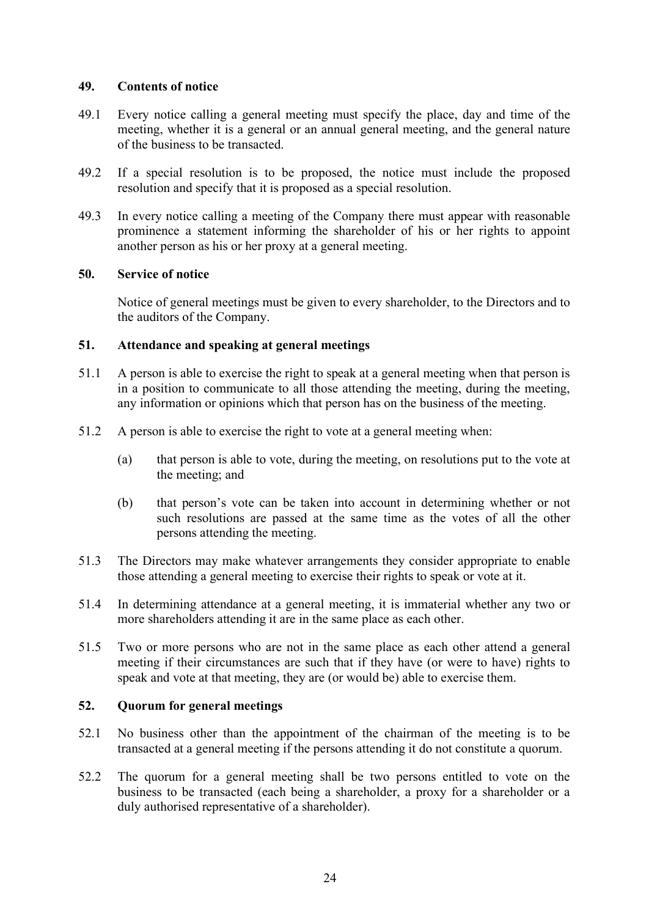## 49. Contents of notice

49.1 Every notice calling a general meeting must specify the place, day and time of the meeting, whether it is a general or an annual general meeting, and the general nature of the business to be transacted.

49.2 If a special resolution is to be proposed, the notice must include the proposed resolution and specify that it is proposed as a special resolution.

49.3 In every notice calling a meeting of the Company there must appear with reasonable prominence a statement informing the shareholder of his or her rights to appoint another person as his or her proxy at a general meeting.

## 50. Service of notice

Notice of general meetings must be given to every shareholder, to the Directors and to the auditors of the Company.

## 51. Attendance and speaking at general meetings

51.1 A person is able to exercise the right to speak at a general meeting when that person is in a position to communicate to all those attending the meeting, during the meeting, any information or opinions which that person has on the business of the meeting.

51.2 A person is able to exercise the right to vote at a general meeting when:

(a) that person is able to vote, during the meeting, on resolutions put to the vote at the meeting; and

(b) that person's vote can be taken into account in determining whether or not such resolutions are passed at the same time as the votes of all the other persons attending the meeting.

51.3 The Directors may make whatever arrangements they consider appropriate to enable those attending a general meeting to exercise their rights to speak or vote at it.

51.4 In determining attendance at a general meeting, it is immaterial whether any two or more shareholders attending it are in the same place as each other.

51.5 Two or more persons who are not in the same place as each other attend a general meeting if their circumstances are such that if they have (or were to have) rights to speak and vote at that meeting, they are (or would be) able to exercise them.

## 52. Quorum for general meetings

52.1 No business other than the appointment of the chairman of the meeting is to be transacted at a general meeting if the persons attending it do not constitute a quorum.

52.2 The quorum for a general meeting shall be two persons entitled to vote on the business to be transacted (each being a shareholder, a proxy for a shareholder or a duly authorised representative of a shareholder).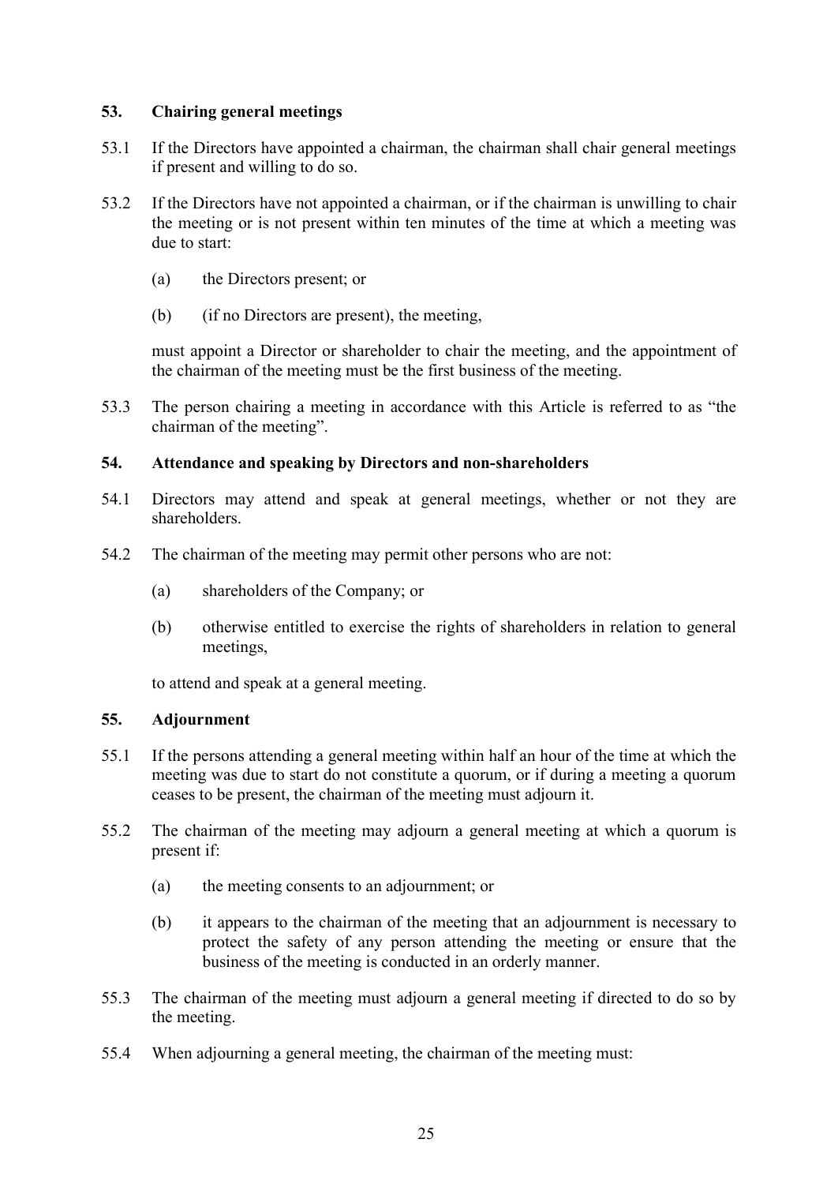## 53. Chairing general meetings

53.1 If the Directors have appointed a chairman, the chairman shall chair general meetings if present and willing to do so.

53.2 If the Directors have not appointed a chairman, or if the chairman is unwilling to chair the meeting or is not present within ten minutes of the time at which a meeting was due to start:

(a) the Directors present; or

(b) (if no Directors are present), the meeting,

must appoint a Director or shareholder to chair the meeting, and the appointment of the chairman of the meeting must be the first business of the meeting.

53.3 The person chairing a meeting in accordance with this Article is referred to as "the chairman of the meeting".

## 54. Attendance and speaking by Directors and non-shareholders

54.1 Directors may attend and speak at general meetings, whether or not they are shareholders.

54.2 The chairman of the meeting may permit other persons who are not:

(a) shareholders of the Company; or

(b) otherwise entitled to exercise the rights of shareholders in relation to general meetings,

to attend and speak at a general meeting.

## 55. Adjournment

55.1 If the persons attending a general meeting within half an hour of the time at which the meeting was due to start do not constitute a quorum, or if during a meeting a quorum ceases to be present, the chairman of the meeting must adjourn it.

55.2 The chairman of the meeting may adjourn a general meeting at which a quorum is present if:

(a) the meeting consents to an adjournment; or

(b) it appears to the chairman of the meeting that an adjournment is necessary to protect the safety of any person attending the meeting or ensure that the business of the meeting is conducted in an orderly manner.

55.3 The chairman of the meeting must adjourn a general meeting if directed to do so by the meeting.

55.4 When adjourning a general meeting, the chairman of the meeting must: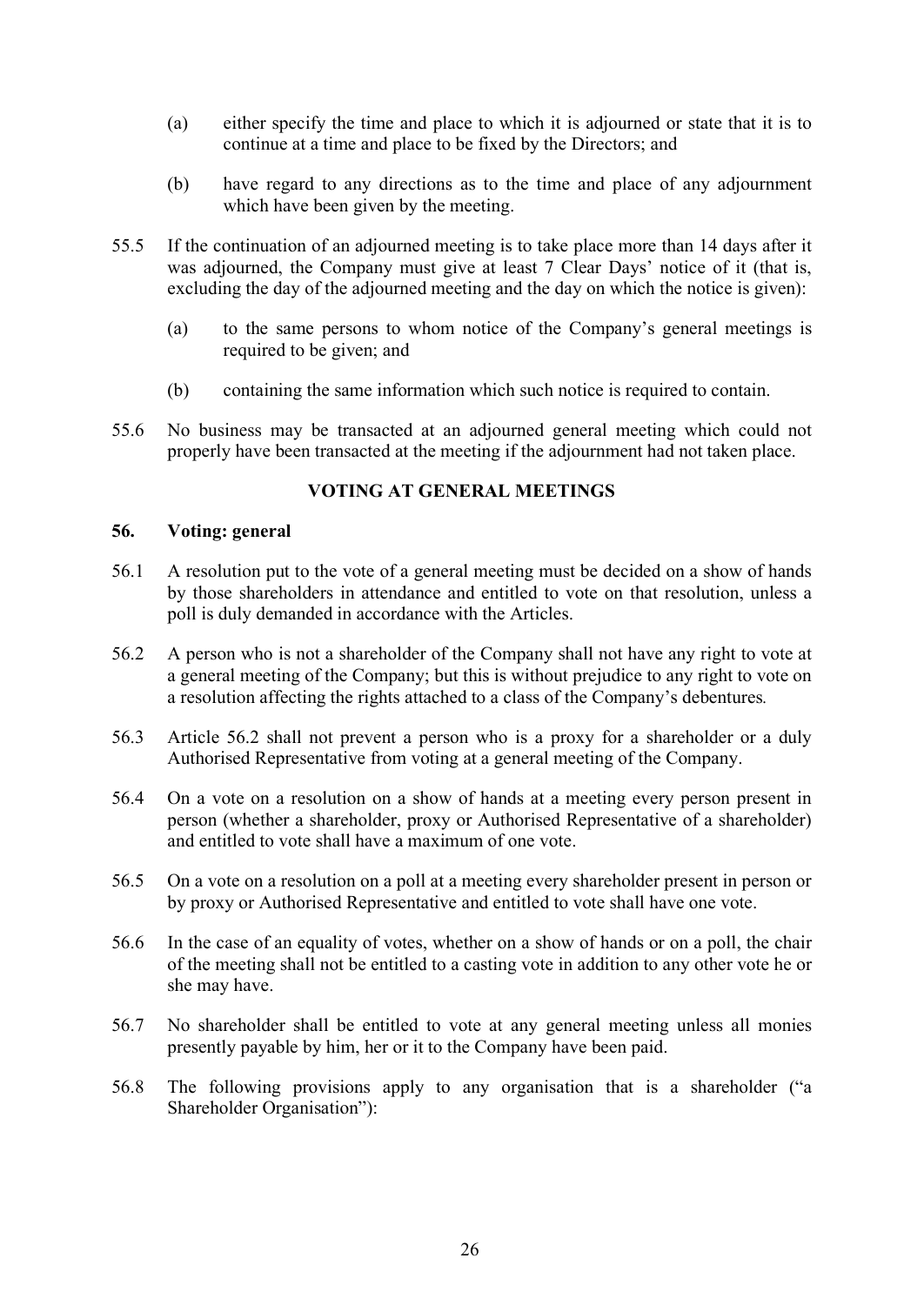(a) either specify the time and place to which it is adjourned or state that it is to continue at a time and place to be fixed by the Directors; and

(b) have regard to any directions as to the time and place of any adjournment which have been given by the meeting.

55.5 If the continuation of an adjourned meeting is to take place more than 14 days after it was adjourned, the Company must give at least 7 Clear Days' notice of it (that is, excluding the day of the adjourned meeting and the day on which the notice is given):

(a) to the same persons to whom notice of the Company's general meetings is required to be given; and

(b) containing the same information which such notice is required to contain.

55.6 No business may be transacted at an adjourned general meeting which could not properly have been transacted at the meeting if the adjournment had not taken place.

## VOTING AT GENERAL MEETINGS

### 56. Voting: general

56.1 A resolution put to the vote of a general meeting must be decided on a show of hands by those shareholders in attendance and entitled to vote on that resolution, unless a poll is duly demanded in accordance with the Articles.

56.2 A person who is not a shareholder of the Company shall not have any right to vote at a general meeting of the Company; but this is without prejudice to any right to vote on a resolution affecting the rights attached to a class of the Company's debentures.

56.3 Article 56.2 shall not prevent a person who is a proxy for a shareholder or a duly Authorised Representative from voting at a general meeting of the Company.

56.4 On a vote on a resolution on a show of hands at a meeting every person present in person (whether a shareholder, proxy or Authorised Representative of a shareholder) and entitled to vote shall have a maximum of one vote.

56.5 On a vote on a resolution on a poll at a meeting every shareholder present in person or by proxy or Authorised Representative and entitled to vote shall have one vote.

56.6 In the case of an equality of votes, whether on a show of hands or on a poll, the chair of the meeting shall not be entitled to a casting vote in addition to any other vote he or she may have.

56.7 No shareholder shall be entitled to vote at any general meeting unless all monies presently payable by him, her or it to the Company have been paid.

56.8 The following provisions apply to any organisation that is a shareholder ("a Shareholder Organisation"):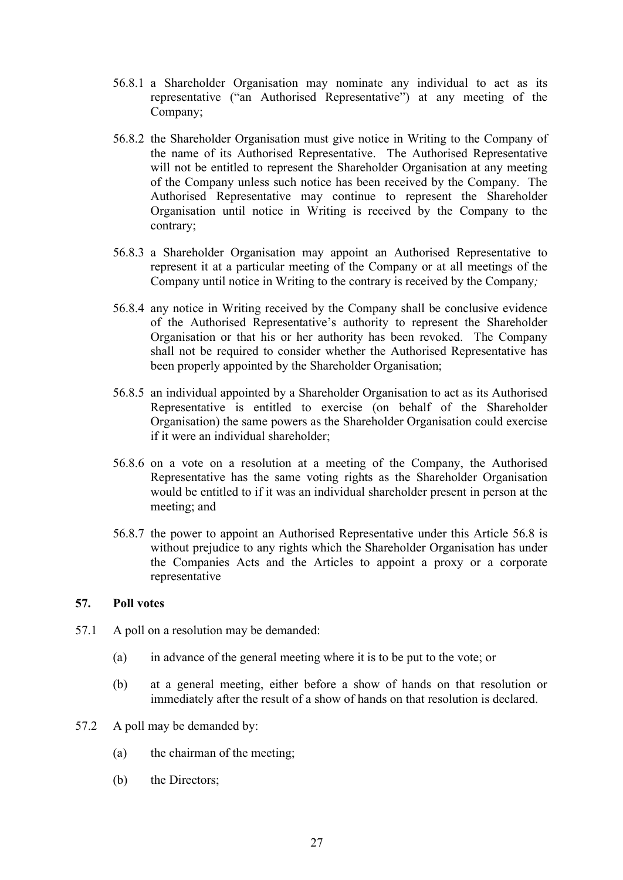56.8.1 a Shareholder Organisation may nominate any individual to act as its representative ("an Authorised Representative") at any meeting of the Company;

56.8.2 the Shareholder Organisation must give notice in Writing to the Company of the name of its Authorised Representative. The Authorised Representative will not be entitled to represent the Shareholder Organisation at any meeting of the Company unless such notice has been received by the Company. The Authorised Representative may continue to represent the Shareholder Organisation until notice in Writing is received by the Company to the contrary;

56.8.3 a Shareholder Organisation may appoint an Authorised Representative to represent it at a particular meeting of the Company or at all meetings of the Company until notice in Writing to the contrary is received by the Company;

56.8.4 any notice in Writing received by the Company shall be conclusive evidence of the Authorised Representative's authority to represent the Shareholder Organisation or that his or her authority has been revoked. The Company shall not be required to consider whether the Authorised Representative has been properly appointed by the Shareholder Organisation;

56.8.5 an individual appointed by a Shareholder Organisation to act as its Authorised Representative is entitled to exercise (on behalf of the Shareholder Organisation) the same powers as the Shareholder Organisation could exercise if it were an individual shareholder;

56.8.6 on a vote on a resolution at a meeting of the Company, the Authorised Representative has the same voting rights as the Shareholder Organisation would be entitled to if it was an individual shareholder present in person at the meeting; and

56.8.7 the power to appoint an Authorised Representative under this Article 56.8 is without prejudice to any rights which the Shareholder Organisation has under the Companies Acts and the Articles to appoint a proxy or a corporate representative

## 57. Poll votes

57.1 A poll on a resolution may be demanded:

(a) in advance of the general meeting where it is to be put to the vote; or

(b) at a general meeting, either before a show of hands on that resolution or immediately after the result of a show of hands on that resolution is declared.

57.2 A poll may be demanded by:

(a) the chairman of the meeting;

(b) the Directors;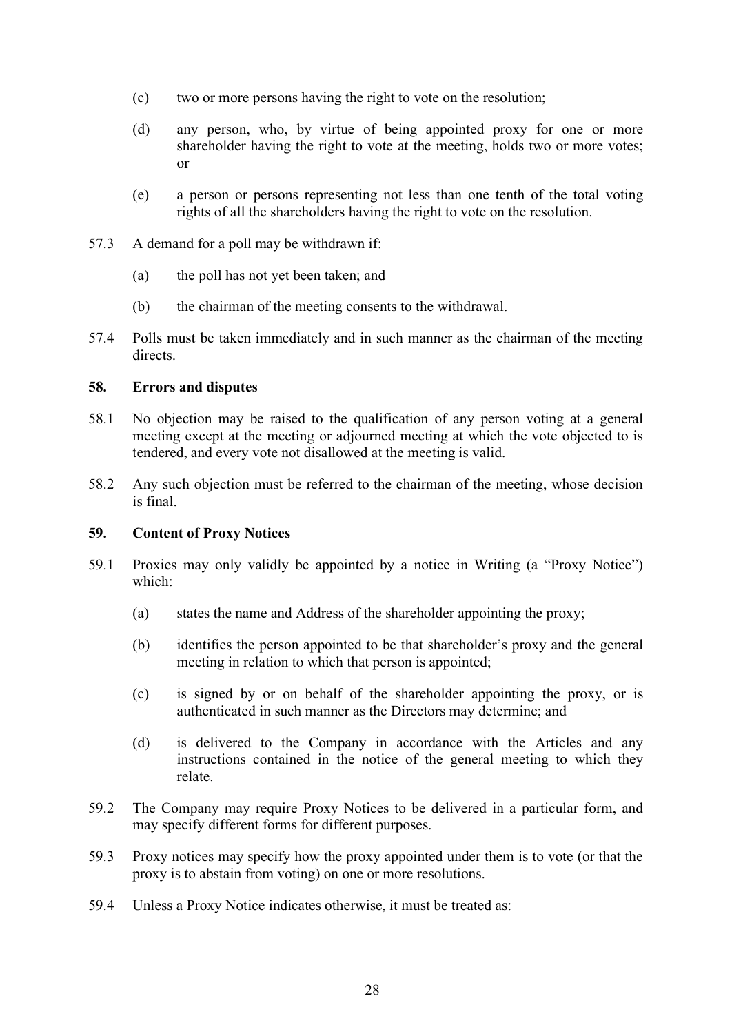(c) two or more persons having the right to vote on the resolution;

(d) any person, who, by virtue of being appointed proxy for one or more shareholder having the right to vote at the meeting, holds two or more votes; or

(e) a person or persons representing not less than one tenth of the total voting rights of all the shareholders having the right to vote on the resolution.

57.3 A demand for a poll may be withdrawn if:

(a) the poll has not yet been taken; and

(b) the chairman of the meeting consents to the withdrawal.

57.4 Polls must be taken immediately and in such manner as the chairman of the meeting directs.

## 58. Errors and disputes

58.1 No objection may be raised to the qualification of any person voting at a general meeting except at the meeting or adjourned meeting at which the vote objected to is tendered, and every vote not disallowed at the meeting is valid.

58.2 Any such objection must be referred to the chairman of the meeting, whose decision is final.

## 59. Content of Proxy Notices

59.1 Proxies may only validly be appointed by a notice in Writing (a "Proxy Notice") which:

(a) states the name and Address of the shareholder appointing the proxy;

(b) identifies the person appointed to be that shareholder's proxy and the general meeting in relation to which that person is appointed;

(c) is signed by or on behalf of the shareholder appointing the proxy, or is authenticated in such manner as the Directors may determine; and

(d) is delivered to the Company in accordance with the Articles and any instructions contained in the notice of the general meeting to which they relate.

59.2 The Company may require Proxy Notices to be delivered in a particular form, and may specify different forms for different purposes.

59.3 Proxy notices may specify how the proxy appointed under them is to vote (or that the proxy is to abstain from voting) on one or more resolutions.

59.4 Unless a Proxy Notice indicates otherwise, it must be treated as: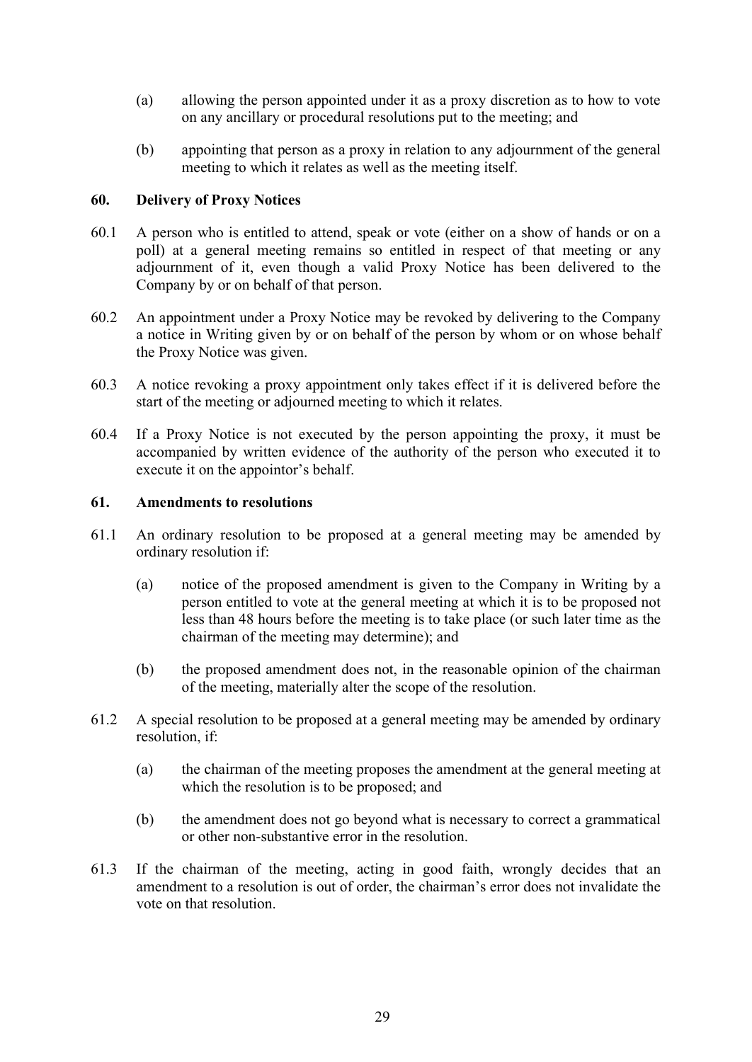(a) allowing the person appointed under it as a proxy discretion as to how to vote on any ancillary or procedural resolutions put to the meeting; and

(b) appointing that person as a proxy in relation to any adjournment of the general meeting to which it relates as well as the meeting itself.

**60. Delivery of Proxy Notices**

60.1 A person who is entitled to attend, speak or vote (either on a show of hands or on a poll) at a general meeting remains so entitled in respect of that meeting or any adjournment of it, even though a valid Proxy Notice has been delivered to the Company by or on behalf of that person.

60.2 An appointment under a Proxy Notice may be revoked by delivering to the Company a notice in Writing given by or on behalf of the person by whom or on whose behalf the Proxy Notice was given.

60.3 A notice revoking a proxy appointment only takes effect if it is delivered before the start of the meeting or adjourned meeting to which it relates.

60.4 If a Proxy Notice is not executed by the person appointing the proxy, it must be accompanied by written evidence of the authority of the person who executed it to execute it on the appointor's behalf.

**61. Amendments to resolutions**

61.1 An ordinary resolution to be proposed at a general meeting may be amended by ordinary resolution if:

(a) notice of the proposed amendment is given to the Company in Writing by a person entitled to vote at the general meeting at which it is to be proposed not less than 48 hours before the meeting is to take place (or such later time as the chairman of the meeting may determine); and

(b) the proposed amendment does not, in the reasonable opinion of the chairman of the meeting, materially alter the scope of the resolution.

61.2 A special resolution to be proposed at a general meeting may be amended by ordinary resolution, if:

(a) the chairman of the meeting proposes the amendment at the general meeting at which the resolution is to be proposed; and

(b) the amendment does not go beyond what is necessary to correct a grammatical or other non-substantive error in the resolution.

61.3 If the chairman of the meeting, acting in good faith, wrongly decides that an amendment to a resolution is out of order, the chairman's error does not invalidate the vote on that resolution.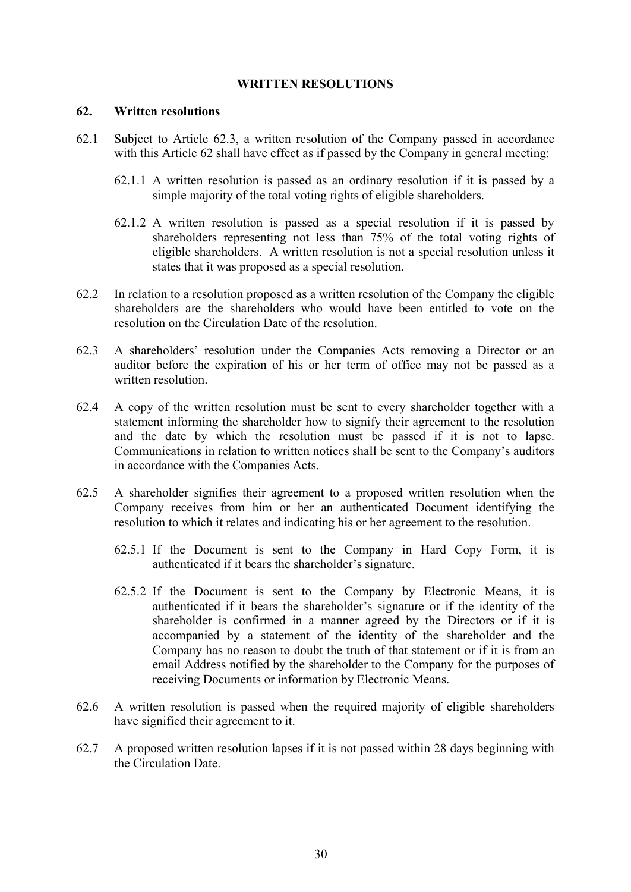## WRITTEN RESOLUTIONS

### 62. Written resolutions

62.1 Subject to Article 62.3, a written resolution of the Company passed in accordance with this Article 62 shall have effect as if passed by the Company in general meeting:

62.1.1 A written resolution is passed as an ordinary resolution if it is passed by a simple majority of the total voting rights of eligible shareholders.

62.1.2 A written resolution is passed as a special resolution if it is passed by shareholders representing not less than 75% of the total voting rights of eligible shareholders. A written resolution is not a special resolution unless it states that it was proposed as a special resolution.

62.2 In relation to a resolution proposed as a written resolution of the Company the eligible shareholders are the shareholders who would have been entitled to vote on the resolution on the Circulation Date of the resolution.

62.3 A shareholders' resolution under the Companies Acts removing a Director or an auditor before the expiration of his or her term of office may not be passed as a written resolution.

62.4 A copy of the written resolution must be sent to every shareholder together with a statement informing the shareholder how to signify their agreement to the resolution and the date by which the resolution must be passed if it is not to lapse. Communications in relation to written notices shall be sent to the Company's auditors in accordance with the Companies Acts.

62.5 A shareholder signifies their agreement to a proposed written resolution when the Company receives from him or her an authenticated Document identifying the resolution to which it relates and indicating his or her agreement to the resolution.

62.5.1 If the Document is sent to the Company in Hard Copy Form, it is authenticated if it bears the shareholder's signature.

62.5.2 If the Document is sent to the Company by Electronic Means, it is authenticated if it bears the shareholder's signature or if the identity of the shareholder is confirmed in a manner agreed by the Directors or if it is accompanied by a statement of the identity of the shareholder and the Company has no reason to doubt the truth of that statement or if it is from an email Address notified by the shareholder to the Company for the purposes of receiving Documents or information by Electronic Means.

62.6 A written resolution is passed when the required majority of eligible shareholders have signified their agreement to it.

62.7 A proposed written resolution lapses if it is not passed within 28 days beginning with the Circulation Date.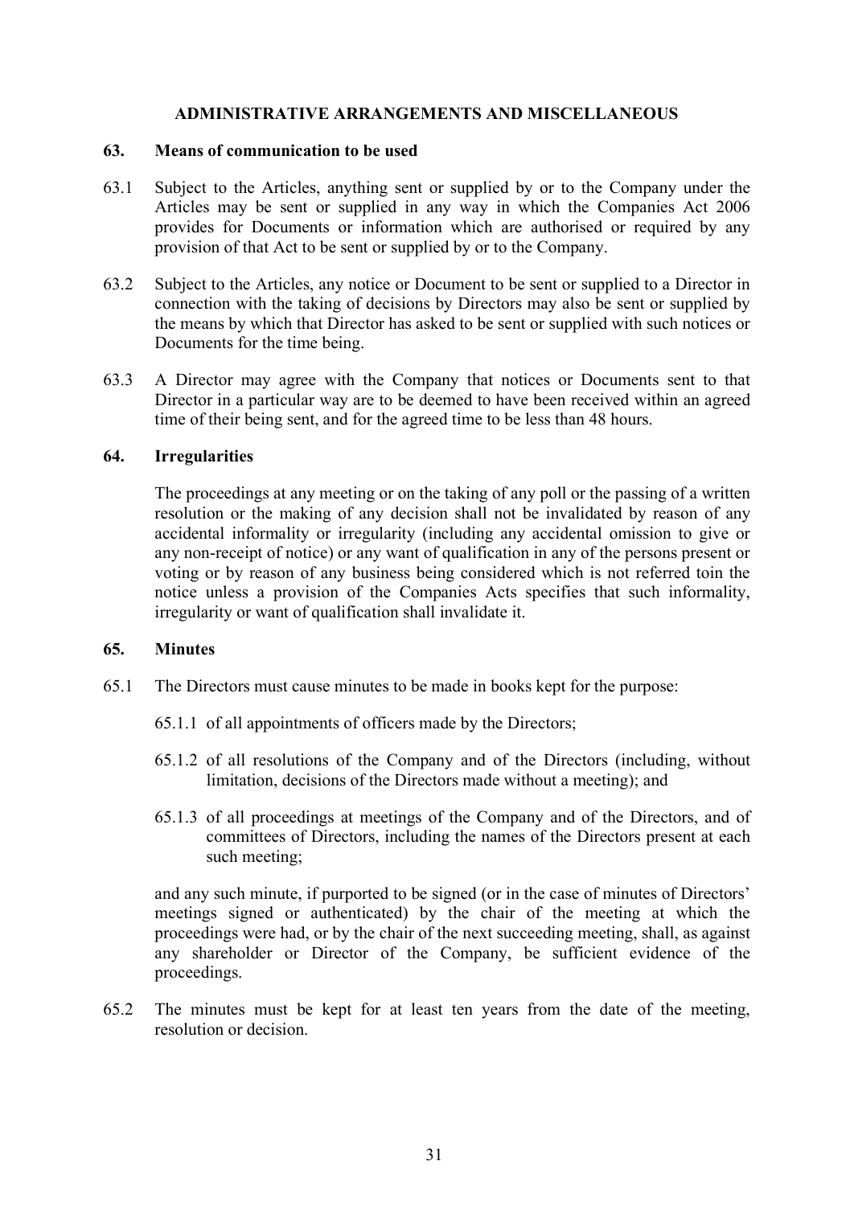## ADMINISTRATIVE ARRANGEMENTS AND MISCELLANEOUS

### 63. Means of communication to be used

63.1 Subject to the Articles, anything sent or supplied by or to the Company under the Articles may be sent or supplied in any way in which the Companies Act 2006 provides for Documents or information which are authorised or required by any provision of that Act to be sent or supplied by or to the Company.

63.2 Subject to the Articles, any notice or Document to be sent or supplied to a Director in connection with the taking of decisions by Directors may also be sent or supplied by the means by which that Director has asked to be sent or supplied with such notices or Documents for the time being.

63.3 A Director may agree with the Company that notices or Documents sent to that Director in a particular way are to be deemed to have been received within an agreed time of their being sent, and for the agreed time to be less than 48 hours.

### 64. Irregularities

The proceedings at any meeting or on the taking of any poll or the passing of a written resolution or the making of any decision shall not be invalidated by reason of any accidental informality or irregularity (including any accidental omission to give or any non-receipt of notice) or any want of qualification in any of the persons present or voting or by reason of any business being considered which is not referred toin the notice unless a provision of the Companies Acts specifies that such informality, irregularity or want of qualification shall invalidate it.

### 65. Minutes

65.1 The Directors must cause minutes to be made in books kept for the purpose:

65.1.1 of all appointments of officers made by the Directors;

65.1.2 of all resolutions of the Company and of the Directors (including, without limitation, decisions of the Directors made without a meeting); and

65.1.3 of all proceedings at meetings of the Company and of the Directors, and of committees of Directors, including the names of the Directors present at each such meeting;

and any such minute, if purported to be signed (or in the case of minutes of Directors' meetings signed or authenticated) by the chair of the meeting at which the proceedings were had, or by the chair of the next succeeding meeting, shall, as against any shareholder or Director of the Company, be sufficient evidence of the proceedings.

65.2 The minutes must be kept for at least ten years from the date of the meeting, resolution or decision.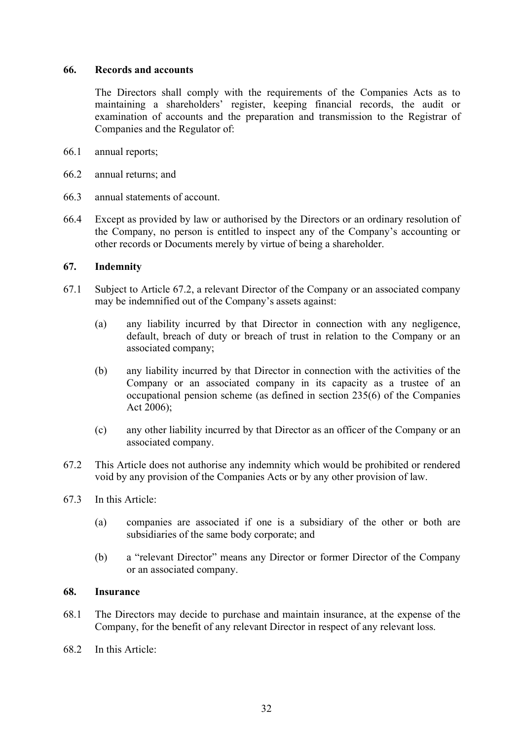## 66. Records and accounts

The Directors shall comply with the requirements of the Companies Acts as to maintaining a shareholders' register, keeping financial records, the audit or examination of accounts and the preparation and transmission to the Registrar of Companies and the Regulator of:

66.1 annual reports;

66.2 annual returns; and

66.3 annual statements of account.

66.4 Except as provided by law or authorised by the Directors or an ordinary resolution of the Company, no person is entitled to inspect any of the Company's accounting or other records or Documents merely by virtue of being a shareholder.

## 67. Indemnity

67.1 Subject to Article 67.2, a relevant Director of the Company or an associated company may be indemnified out of the Company's assets against:

(a) any liability incurred by that Director in connection with any negligence, default, breach of duty or breach of trust in relation to the Company or an associated company;

(b) any liability incurred by that Director in connection with the activities of the Company or an associated company in its capacity as a trustee of an occupational pension scheme (as defined in section 235(6) of the Companies Act 2006);

(c) any other liability incurred by that Director as an officer of the Company or an associated company.

67.2 This Article does not authorise any indemnity which would be prohibited or rendered void by any provision of the Companies Acts or by any other provision of law.

67.3 In this Article:

(a) companies are associated if one is a subsidiary of the other or both are subsidiaries of the same body corporate; and

(b) a "relevant Director" means any Director or former Director of the Company or an associated company.

## 68. Insurance

68.1 The Directors may decide to purchase and maintain insurance, at the expense of the Company, for the benefit of any relevant Director in respect of any relevant loss.

68.2 In this Article: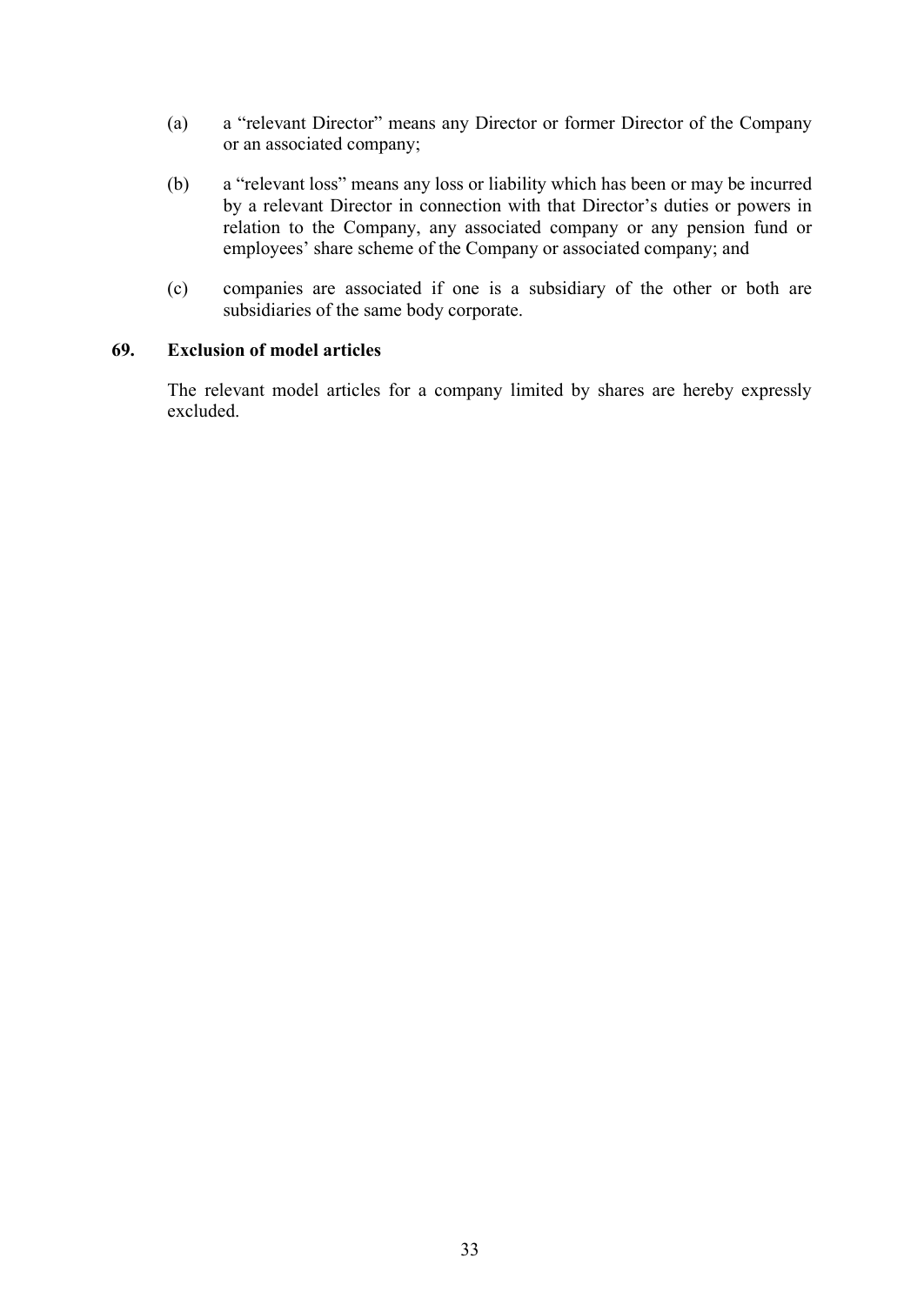(a) a "relevant Director" means any Director or former Director of the Company or an associated company;

(b) a "relevant loss" means any loss or liability which has been or may be incurred by a relevant Director in connection with that Director's duties or powers in relation to the Company, any associated company or any pension fund or employees' share scheme of the Company or associated company; and

(c) companies are associated if one is a subsidiary of the other or both are subsidiaries of the same body corporate.

## 69. Exclusion of model articles

The relevant model articles for a company limited by shares are hereby expressly excluded.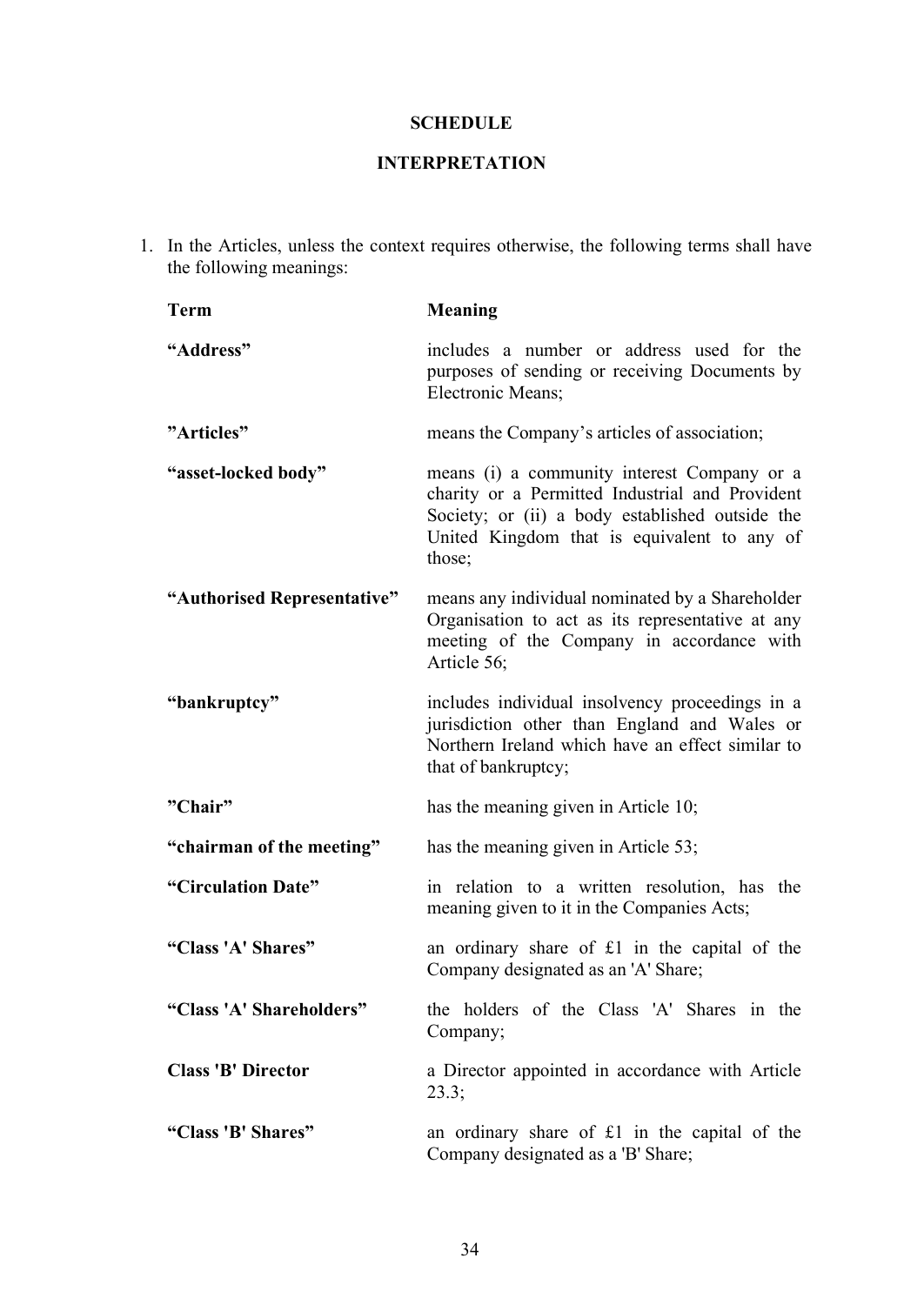**SCHEDULE**

**INTERPRETATION**

1. In the Articles, unless the context requires otherwise, the following terms shall have the following meanings:

| **Term** | **Meaning** |
|---|---|
| **"Address"** | includes a number or address used for the purposes of sending or receiving Documents by Electronic Means; |
| **"Articles"** | means the Company's articles of association; |
| **"asset-locked body"** | means (i) a community interest Company or a charity or a Permitted Industrial and Provident Society; or (ii) a body established outside the United Kingdom that is equivalent to any of those; |
| **"Authorised Representative"** | means any individual nominated by a Shareholder Organisation to act as its representative at any meeting of the Company in accordance with Article 56; |
| **"bankruptcy"** | includes individual insolvency proceedings in a jurisdiction other than England and Wales or Northern Ireland which have an effect similar to that of bankruptcy; |
| **"Chair"** | has the meaning given in Article 10; |
| **"chairman of the meeting"** | has the meaning given in Article 53; |
| **"Circulation Date"** | in relation to a written resolution, has the meaning given to it in the Companies Acts; |
| **"Class 'A' Shares"** | an ordinary share of £1 in the capital of the Company designated as an 'A' Share; |
| **"Class 'A' Shareholders"** | the holders of the Class 'A' Shares in the Company; |
| **Class 'B' Director** | a Director appointed in accordance with Article 23.3; |
| **"Class 'B' Shares"** | an ordinary share of £1 in the capital of the Company designated as a 'B' Share; |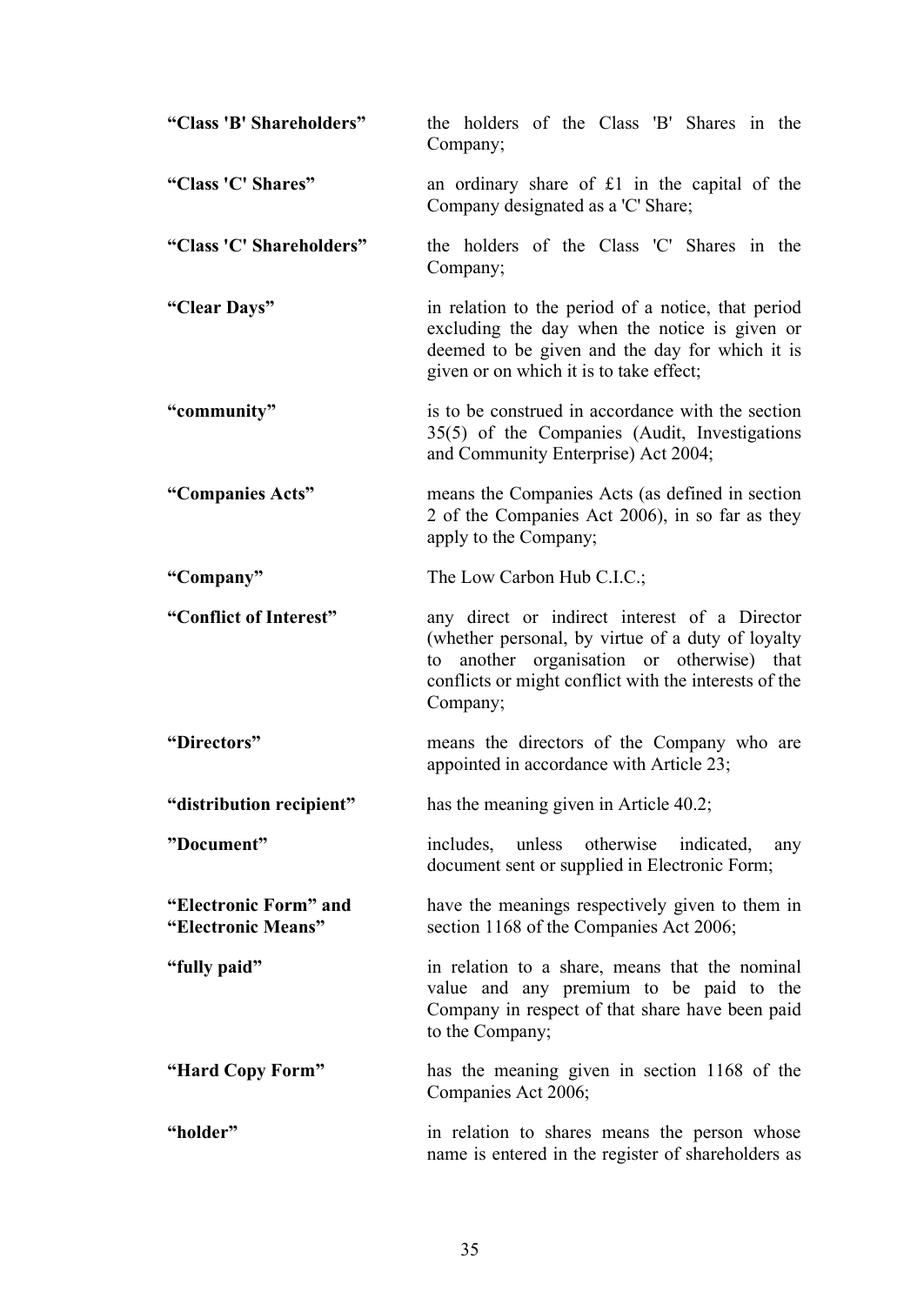| | |
|---|---|
| **"Class 'B' Shareholders"** | the holders of the Class 'B' Shares in the Company; |
| **"Class 'C' Shares"** | an ordinary share of £1 in the capital of the Company designated as a 'C' Share; |
| **"Class 'C' Shareholders"** | the holders of the Class 'C' Shares in the Company; |
| **"Clear Days"** | in relation to the period of a notice, that period excluding the day when the notice is given or deemed to be given and the day for which it is given or on which it is to take effect; |
| **"community"** | is to be construed in accordance with the section 35(5) of the Companies (Audit, Investigations and Community Enterprise) Act 2004; |
| **"Companies Acts"** | means the Companies Acts (as defined in section 2 of the Companies Act 2006), in so far as they apply to the Company; |
| **"Company"** | The Low Carbon Hub C.I.C.; |
| **"Conflict of Interest"** | any direct or indirect interest of a Director (whether personal, by virtue of a duty of loyalty to another organisation or otherwise) that conflicts or might conflict with the interests of the Company; |
| **"Directors"** | means the directors of the Company who are appointed in accordance with Article 23; |
| **"distribution recipient"** | has the meaning given in Article 40.2; |
| **"Document"** | includes, unless otherwise indicated, any document sent or supplied in Electronic Form; |
| **"Electronic Form" and "Electronic Means"** | have the meanings respectively given to them in section 1168 of the Companies Act 2006; |
| **"fully paid"** | in relation to a share, means that the nominal value and any premium to be paid to the Company in respect of that share have been paid to the Company; |
| **"Hard Copy Form"** | has the meaning given in section 1168 of the Companies Act 2006; |
| **"holder"** | in relation to shares means the person whose name is entered in the register of shareholders as |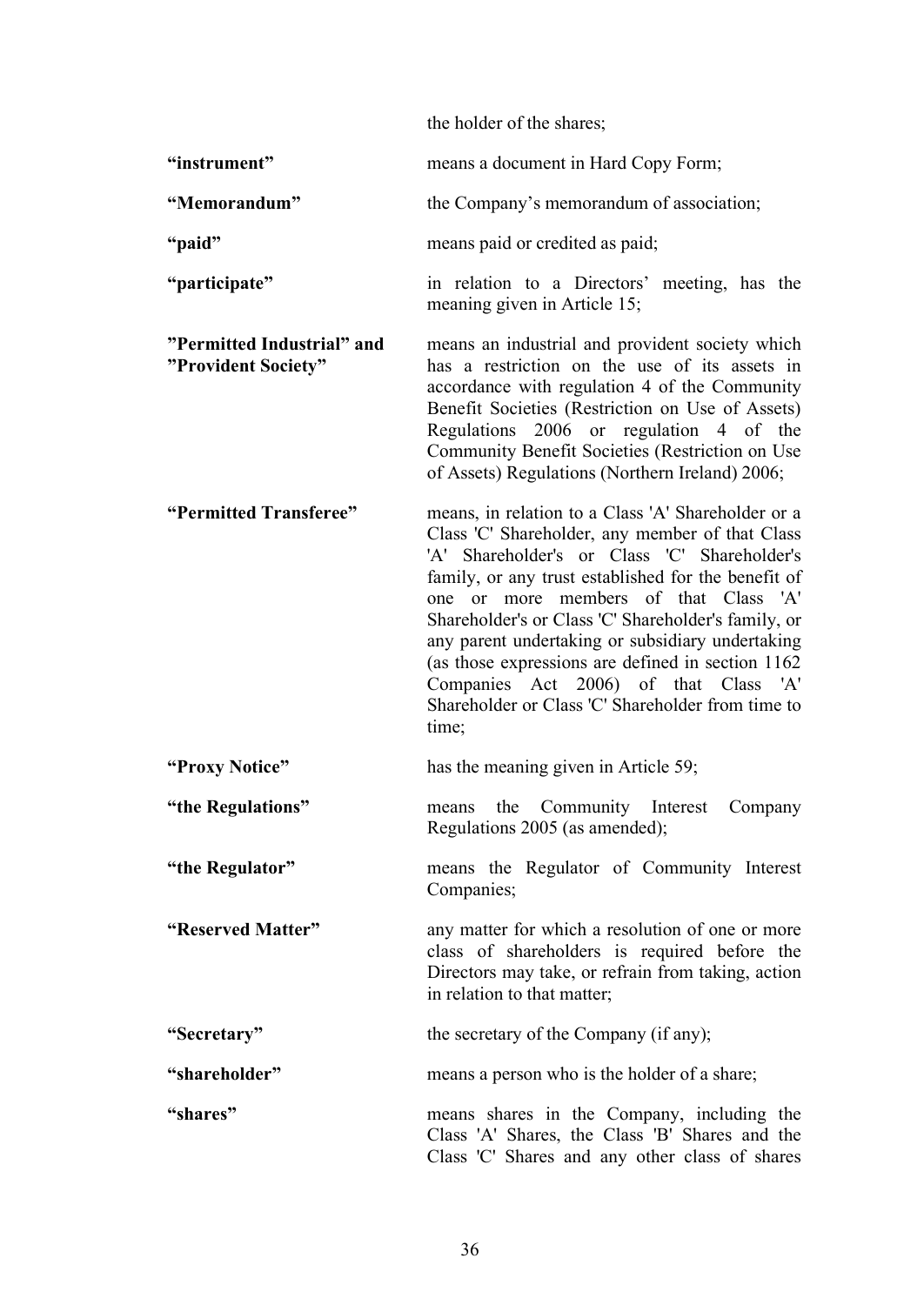the holder of the shares;

| | |
|---|---|
| **"instrument"** | means a document in Hard Copy Form; |
| **"Memorandum"** | the Company's memorandum of association; |
| **"paid"** | means paid or credited as paid; |
| **"participate"** | in relation to a Directors' meeting, has the meaning given in Article 15; |
| **"Permitted Industrial" and "Provident Society"** | means an industrial and provident society which has a restriction on the use of its assets in accordance with regulation 4 of the Community Benefit Societies (Restriction on Use of Assets) Regulations 2006 or regulation 4 of the Community Benefit Societies (Restriction on Use of Assets) Regulations (Northern Ireland) 2006; |
| **"Permitted Transferee"** | means, in relation to a Class 'A' Shareholder or a Class 'C' Shareholder, any member of that Class 'A' Shareholder's or Class 'C' Shareholder's family, or any trust established for the benefit of one or more members of that Class 'A' Shareholder's or Class 'C' Shareholder's family, or any parent undertaking or subsidiary undertaking (as those expressions are defined in section 1162 Companies Act 2006) of that Class 'A' Shareholder or Class 'C' Shareholder from time to time; |
| **"Proxy Notice"** | has the meaning given in Article 59; |
| **"the Regulations"** | means the Community Interest Company Regulations 2005 (as amended); |
| **"the Regulator"** | means the Regulator of Community Interest Companies; |
| **"Reserved Matter"** | any matter for which a resolution of one or more class of shareholders is required before the Directors may take, or refrain from taking, action in relation to that matter; |
| **"Secretary"** | the secretary of the Company (if any); |
| **"shareholder"** | means a person who is the holder of a share; |
| **"shares"** | means shares in the Company, including the Class 'A' Shares, the Class 'B' Shares and the Class 'C' Shares and any other class of shares |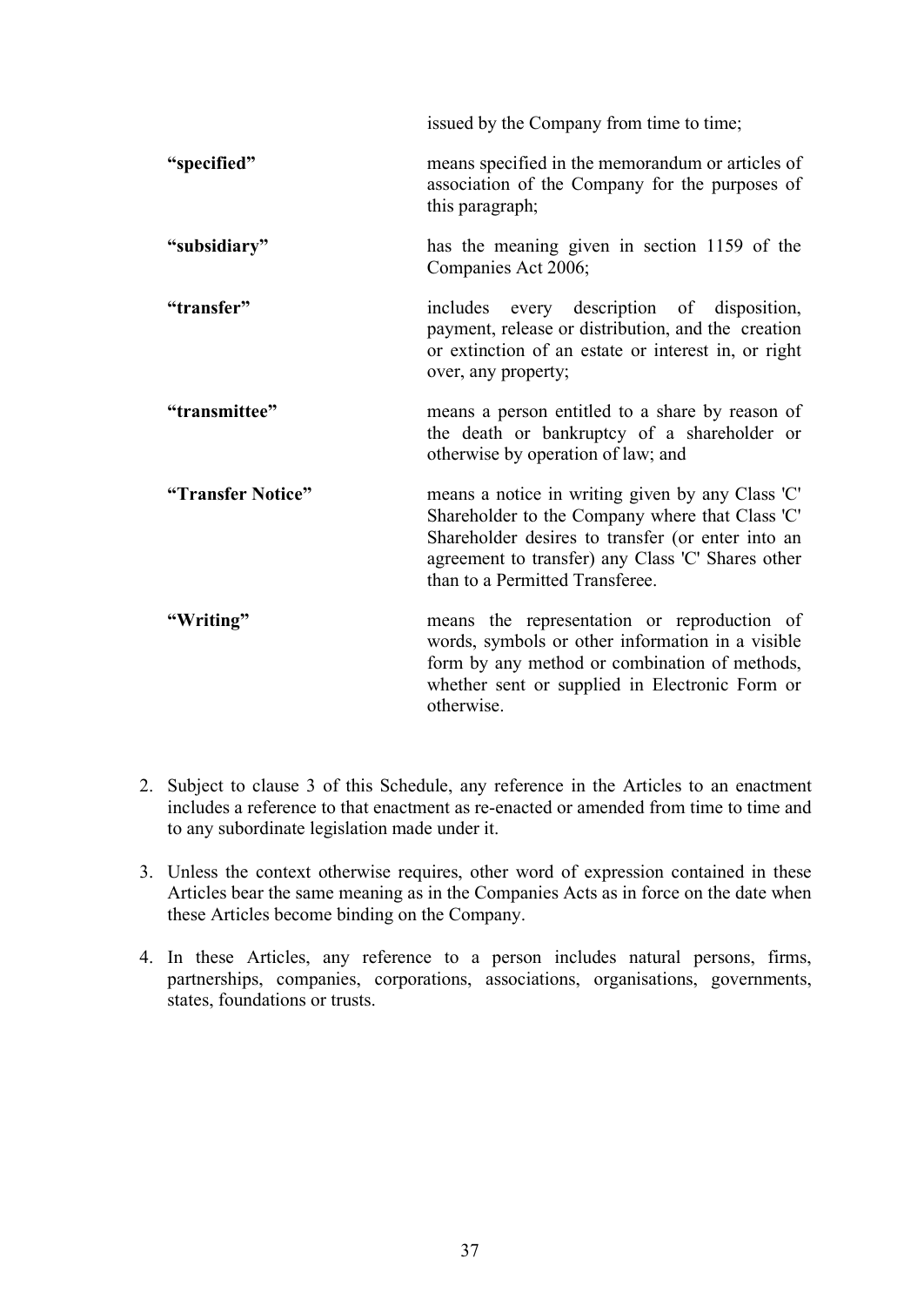issued by the Company from time to time;

| | |
|---|---|
| **"specified"** | means specified in the memorandum or articles of association of the Company for the purposes of this paragraph; |
| **"subsidiary"** | has the meaning given in section 1159 of the Companies Act 2006; |
| **"transfer"** | includes every description of disposition, payment, release or distribution, and the creation or extinction of an estate or interest in, or right over, any property; |
| **"transmittee"** | means a person entitled to a share by reason of the death or bankruptcy of a shareholder or otherwise by operation of law; and |
| **"Transfer Notice"** | means a notice in writing given by any Class 'C' Shareholder to the Company where that Class 'C' Shareholder desires to transfer (or enter into an agreement to transfer) any Class 'C' Shares other than to a Permitted Transferee. |
| **"Writing"** | means the representation or reproduction of words, symbols or other information in a visible form by any method or combination of methods, whether sent or supplied in Electronic Form or otherwise. |

2. Subject to clause 3 of this Schedule, any reference in the Articles to an enactment includes a reference to that enactment as re-enacted or amended from time to time and to any subordinate legislation made under it.

3. Unless the context otherwise requires, other word of expression contained in these Articles bear the same meaning as in the Companies Acts as in force on the date when these Articles become binding on the Company.

4. In these Articles, any reference to a person includes natural persons, firms, partnerships, companies, corporations, associations, organisations, governments, states, foundations or trusts.